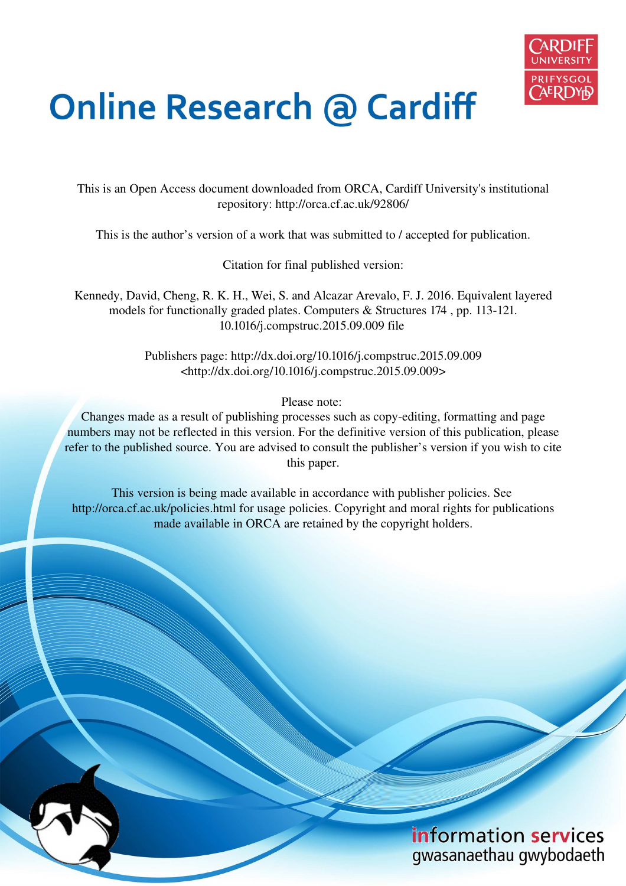# Online Research @ Cardiff

This is an Open Access document downloaded from ORCA, Cardiff University's institutional repository: http://orca.cf.ac.uk/92806/

This is the author's version of a work that was submitted to / accepted for publication.

Citation for final published version:

Kennedy, David, Cheng, R. K. H., Wei, S. and Alcazar Arevalo, F. J. 2016. Equivalent layered models for functionally graded plates. Computers & Structures 174 , pp. 113-121. 10.1016/j.compstruc.2015.09.009 file

Publishers page: http://dx.doi.org/10.1016/j.compstruc.2015.09.009 <http://dx.doi.org/10.1016/j.compstruc.2015.09.009>

Please note:
Changes made as a result of publishing processes such as copy-editing, formatting and page numbers may not be reflected in this version. For the definitive version of this publication, please refer to the published source. You are advised to consult the publisher's version if you wish to cite this paper.

This version is being made available in accordance with publisher policies. See http://orca.cf.ac.uk/policies.html for usage policies. Copyright and moral rights for publications made available in ORCA are retained by the copyright holders.

information services
gwasanaethau gwybodaeth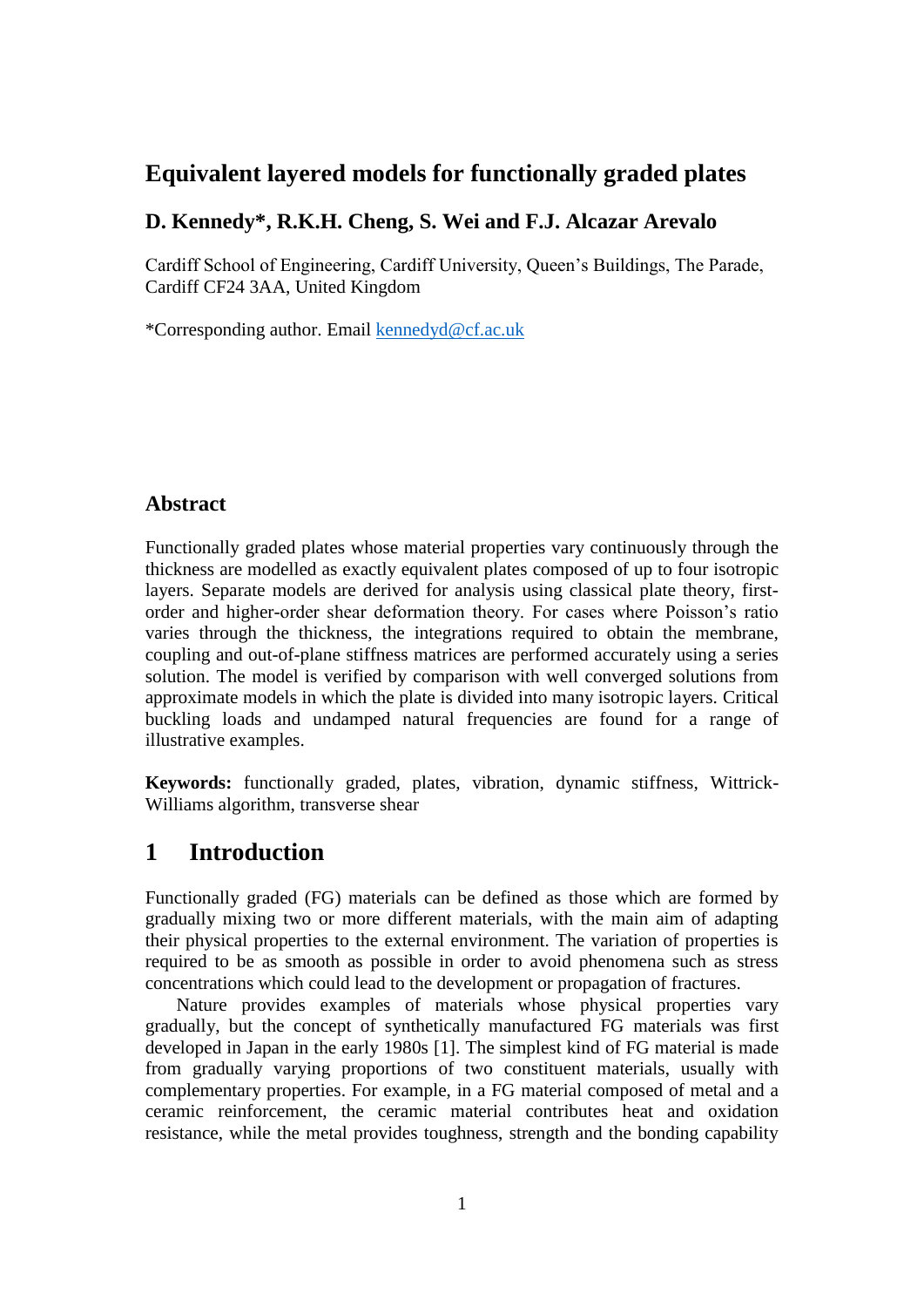# Equivalent layered models for functionally graded plates

## D. Kennedy*, R.K.H. Cheng, S. Wei and F.J. Alcazar Arevalo

Cardiff School of Engineering, Cardiff University, Queen's Buildings, The Parade, Cardiff CF24 3AA, United Kingdom

*Corresponding author. Email kennedyd@cf.ac.uk

## Abstract

Functionally graded plates whose material properties vary continuously through the thickness are modelled as exactly equivalent plates composed of up to four isotropic layers. Separate models are derived for analysis using classical plate theory, first-order and higher-order shear deformation theory. For cases where Poisson's ratio varies through the thickness, the integrations required to obtain the membrane, coupling and out-of-plane stiffness matrices are performed accurately using a series solution. The model is verified by comparison with well converged solutions from approximate models in which the plate is divided into many isotropic layers. Critical buckling loads and undamped natural frequencies are found for a range of illustrative examples.

**Keywords:** functionally graded, plates, vibration, dynamic stiffness, Wittrick-Williams algorithm, transverse shear

# 1 Introduction

Functionally graded (FG) materials can be defined as those which are formed by gradually mixing two or more different materials, with the main aim of adapting their physical properties to the external environment. The variation of properties is required to be as smooth as possible in order to avoid phenomena such as stress concentrations which could lead to the development or propagation of fractures.

Nature provides examples of materials whose physical properties vary gradually, but the concept of synthetically manufactured FG materials was first developed in Japan in the early 1980s [1]. The simplest kind of FG material is made from gradually varying proportions of two constituent materials, usually with complementary properties. For example, in a FG material composed of metal and a ceramic reinforcement, the ceramic material contributes heat and oxidation resistance, while the metal provides toughness, strength and the bonding capability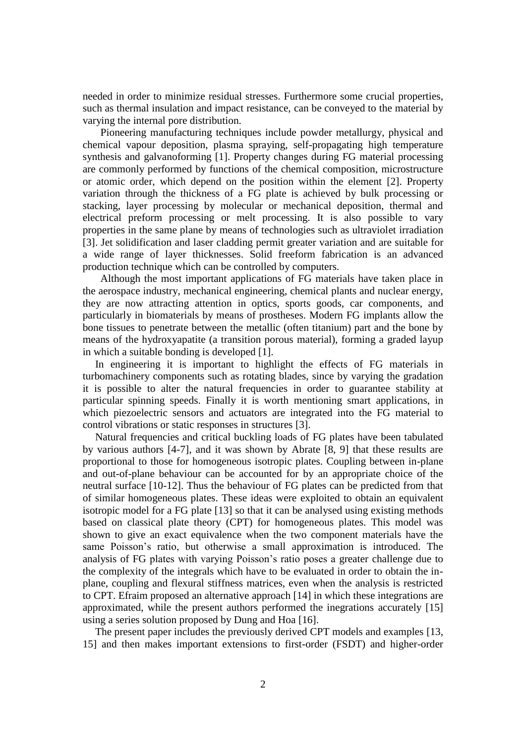needed in order to minimize residual stresses. Furthermore some crucial properties, such as thermal insulation and impact resistance, can be conveyed to the material by varying the internal pore distribution.

Pioneering manufacturing techniques include powder metallurgy, physical and chemical vapour deposition, plasma spraying, self-propagating high temperature synthesis and galvanoforming [1]. Property changes during FG material processing are commonly performed by functions of the chemical composition, microstructure or atomic order, which depend on the position within the element [2]. Property variation through the thickness of a FG plate is achieved by bulk processing or stacking, layer processing by molecular or mechanical deposition, thermal and electrical preform processing or melt processing. It is also possible to vary properties in the same plane by means of technologies such as ultraviolet irradiation [3]. Jet solidification and laser cladding permit greater variation and are suitable for a wide range of layer thicknesses. Solid freeform fabrication is an advanced production technique which can be controlled by computers.

Although the most important applications of FG materials have taken place in the aerospace industry, mechanical engineering, chemical plants and nuclear energy, they are now attracting attention in optics, sports goods, car components, and particularly in biomaterials by means of prostheses. Modern FG implants allow the bone tissues to penetrate between the metallic (often titanium) part and the bone by means of the hydroxyapatite (a transition porous material), forming a graded layup in which a suitable bonding is developed [1].

In engineering it is important to highlight the effects of FG materials in turbomachinery components such as rotating blades, since by varying the gradation it is possible to alter the natural frequencies in order to guarantee stability at particular spinning speeds. Finally it is worth mentioning smart applications, in which piezoelectric sensors and actuators are integrated into the FG material to control vibrations or static responses in structures [3].

Natural frequencies and critical buckling loads of FG plates have been tabulated by various authors [4-7], and it was shown by Abrate [8, 9] that these results are proportional to those for homogeneous isotropic plates. Coupling between in-plane and out-of-plane behaviour can be accounted for by an appropriate choice of the neutral surface [10-12]. Thus the behaviour of FG plates can be predicted from that of similar homogeneous plates. These ideas were exploited to obtain an equivalent isotropic model for a FG plate [13] so that it can be analysed using existing methods based on classical plate theory (CPT) for homogeneous plates. This model was shown to give an exact equivalence when the two component materials have the same Poisson's ratio, but otherwise a small approximation is introduced. The analysis of FG plates with varying Poisson's ratio poses a greater challenge due to the complexity of the integrals which have to be evaluated in order to obtain the in-plane, coupling and flexural stiffness matrices, even when the analysis is restricted to CPT. Efraim proposed an alternative approach [14] in which these integrations are approximated, while the present authors performed the inegrations accurately [15] using a series solution proposed by Dung and Hoa [16].

The present paper includes the previously derived CPT models and examples [13, 15] and then makes important extensions to first-order (FSDT) and higher-order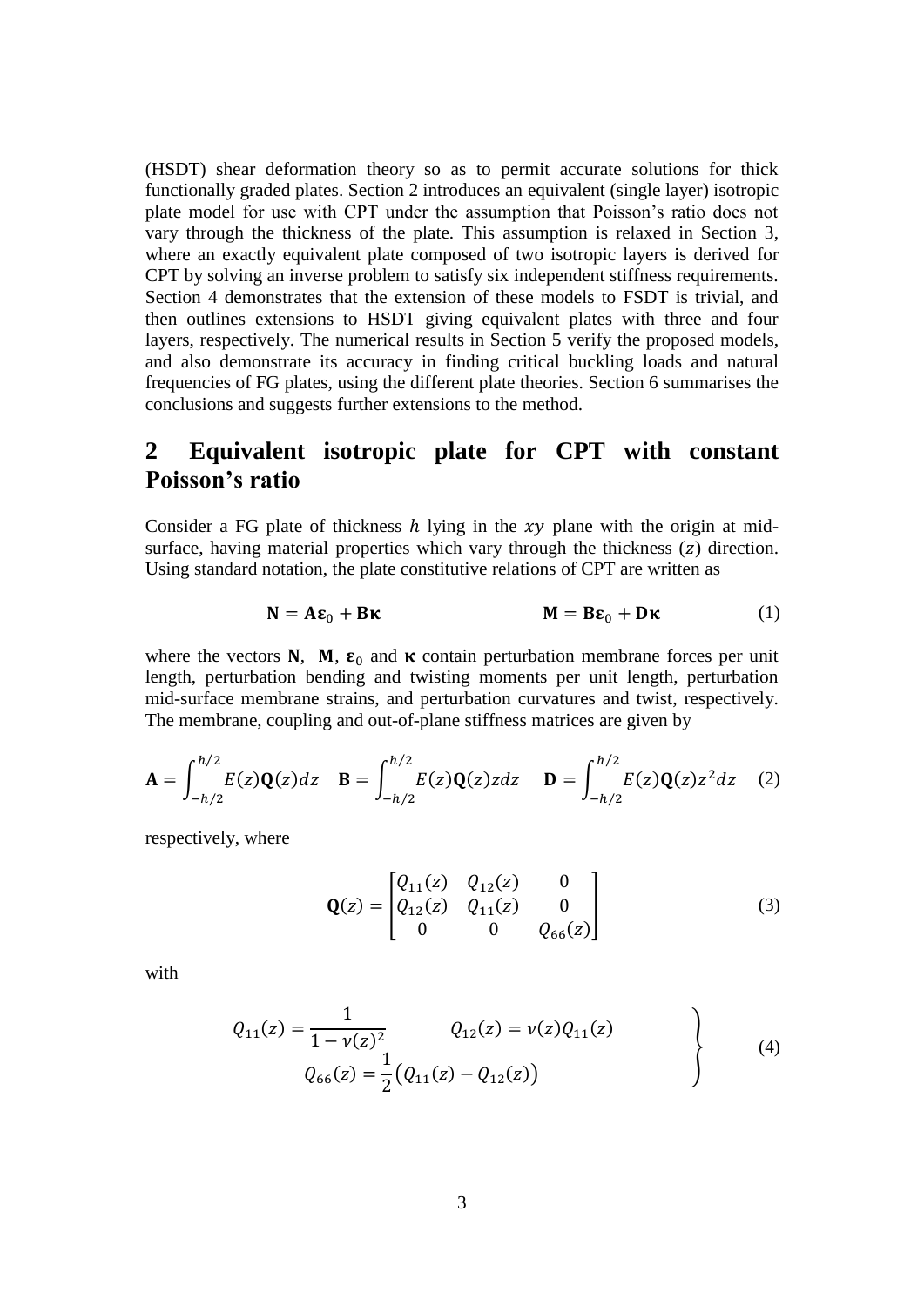(HSDT) shear deformation theory so as to permit accurate solutions for thick functionally graded plates. Section 2 introduces an equivalent (single layer) isotropic plate model for use with CPT under the assumption that Poisson's ratio does not vary through the thickness of the plate. This assumption is relaxed in Section 3, where an exactly equivalent plate composed of two isotropic layers is derived for CPT by solving an inverse problem to satisfy six independent stiffness requirements. Section 4 demonstrates that the extension of these models to FSDT is trivial, and then outlines extensions to HSDT giving equivalent plates with three and four layers, respectively. The numerical results in Section 5 verify the proposed models, and also demonstrate its accuracy in finding critical buckling loads and natural frequencies of FG plates, using the different plate theories. Section 6 summarises the conclusions and suggests further extensions to the method.

## 2 Equivalent isotropic plate for CPT with constant Poisson's ratio

Consider a FG plate of thickness $h$ lying in the $xy$ plane with the origin at mid-surface, having material properties which vary through the thickness ($z$) direction. Using standard notation, the plate constitutive relations of CPT are written as

$$\mathbf{N} = \mathbf{A}\boldsymbol{\varepsilon}_0 + \mathbf{B}\boldsymbol{\kappa} \qquad\qquad \mathbf{M} = \mathbf{B}\boldsymbol{\varepsilon}_0 + \mathbf{D}\boldsymbol{\kappa} \tag{1}$$

where the vectors $\mathbf{N}$, $\mathbf{M}$, $\boldsymbol{\varepsilon}_0$ and $\boldsymbol{\kappa}$ contain perturbation membrane forces per unit length, perturbation bending and twisting moments per unit length, perturbation mid-surface membrane strains, and perturbation curvatures and twist, respectively. The membrane, coupling and out-of-plane stiffness matrices are given by

$$\mathbf{A} = \int_{-h/2}^{h/2} E(z)\mathbf{Q}(z)dz \quad \mathbf{B} = \int_{-h/2}^{h/2} E(z)\mathbf{Q}(z)z\,dz \quad \mathbf{D} = \int_{-h/2}^{h/2} E(z)\mathbf{Q}(z)z^2 dz \tag{2}$$

respectively, where

$$\mathbf{Q}(z) = \begin{bmatrix} Q_{11}(z) & Q_{12}(z) & 0 \\ Q_{12}(z) & Q_{11}(z) & 0 \\ 0 & 0 & Q_{66}(z) \end{bmatrix} \tag{3}$$

with

$$\left.\begin{aligned} Q_{11}(z) = \frac{1}{1-\nu(z)^2} \qquad\qquad Q_{12}(z) = \nu(z)Q_{11}(z) \\ Q_{66}(z) = \frac{1}{2}\big(Q_{11}(z) - Q_{12}(z)\big) \end{aligned}\right\} \tag{4}$$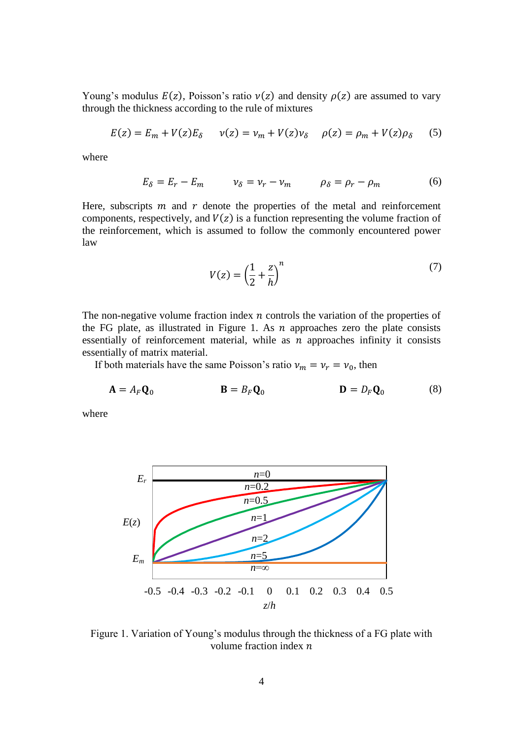Young's modulus $E(z)$, Poisson's ratio $\nu(z)$ and density $\rho(z)$ are assumed to vary through the thickness according to the rule of mixtures

$$E(z) = E_m + V(z)E_\delta \qquad \nu(z) = \nu_m + V(z)\nu_\delta \qquad \rho(z) = \rho_m + V(z)\rho_\delta \tag{5}$$

where

$$E_\delta = E_r - E_m \qquad \nu_\delta = \nu_r - \nu_m \qquad \rho_\delta = \rho_r - \rho_m \tag{6}$$

Here, subscripts $m$ and $r$ denote the properties of the metal and reinforcement components, respectively, and $V(z)$ is a function representing the volume fraction of the reinforcement, which is assumed to follow the commonly encountered power law

$$V(z) = \left(\frac{1}{2} + \frac{z}{h}\right)^n \tag{7}$$

The non-negative volume fraction index $n$ controls the variation of the properties of the FG plate, as illustrated in Figure 1. As $n$ approaches zero the plate consists essentially of reinforcement material, while as $n$ approaches infinity it consists essentially of matrix material.

If both materials have the same Poisson's ratio $\nu_m = \nu_r = \nu_0$, then

$$\mathbf{A} = A_F\mathbf{Q}_0 \qquad \mathbf{B} = B_F\mathbf{Q}_0 \qquad \mathbf{D} = D_F\mathbf{Q}_0 \tag{8}$$

where

$E_r$
$E(z)$
$E_m$
$n$=0
$n$=0.2
$n$=0.5
$n$=1
$n$=2
$n$=5
$n$=∞
-0.5 -0.4 -0.3 -0.2 -0.1 0 0.1 0.2 0.3 0.4 0.5
$z/h$

Figure 1. Variation of Young's modulus through the thickness of a FG plate with volume fraction index $n$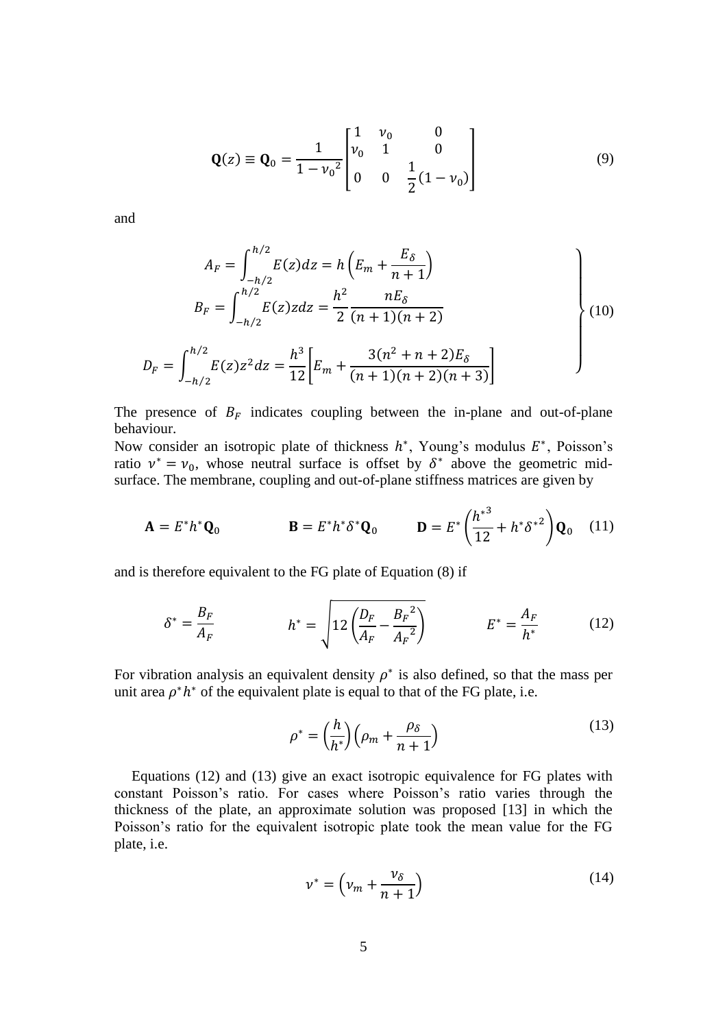$$\mathbf{Q}(z) \equiv \mathbf{Q}_0 = \frac{1}{1-{\nu_0}^2}\begin{bmatrix} 1 & \nu_0 & 0 \\ \nu_0 & 1 & 0 \\ 0 & 0 & \frac{1}{2}(1-\nu_0) \end{bmatrix} \tag{9}$$

and

$$\left.\begin{aligned} A_F &= \int_{-h/2}^{h/2} E(z)dz = h\left(E_m + \frac{E_\delta}{n+1}\right) \\ B_F &= \int_{-h/2}^{h/2} E(z)zdz = \frac{h^2}{2}\frac{nE_\delta}{(n+1)(n+2)} \\ D_F &= \int_{-h/2}^{h/2} E(z)z^2dz = \frac{h^3}{12}\left[E_m + \frac{3(n^2+n+2)E_\delta}{(n+1)(n+2)(n+3)}\right] \end{aligned}\right\} \tag{10}$$

The presence of $B_F$ indicates coupling between the in-plane and out-of-plane behaviour.

Now consider an isotropic plate of thickness $h^*$, Young's modulus $E^*$, Poisson's ratio $\nu^* = \nu_0$, whose neutral surface is offset by $\delta^*$ above the geometric mid-surface. The membrane, coupling and out-of-plane stiffness matrices are given by

$$\mathbf{A} = E^*h^*\mathbf{Q}_0 \qquad \mathbf{B} = E^*h^*\delta^*\mathbf{Q}_0 \qquad \mathbf{D} = E^*\left(\frac{{h^*}^3}{12} + h^*{\delta^*}^2\right)\mathbf{Q}_0 \tag{11}$$

and is therefore equivalent to the FG plate of Equation (8) if

$$\delta^* = \frac{B_F}{A_F} \qquad h^* = \sqrt{12\left(\frac{D_F}{A_F} - \frac{{B_F}^2}{{A_F}^2}\right)} \qquad E^* = \frac{A_F}{h^*} \tag{12}$$

For vibration analysis an equivalent density $\rho^*$ is also defined, so that the mass per unit area $\rho^*h^*$ of the equivalent plate is equal to that of the FG plate, i.e.

$$\rho^* = \left(\frac{h}{h^*}\right)\left(\rho_m + \frac{\rho_\delta}{n+1}\right) \tag{13}$$

Equations (12) and (13) give an exact isotropic equivalence for FG plates with constant Poisson's ratio. For cases where Poisson's ratio varies through the thickness of the plate, an approximate solution was proposed [13] in which the Poisson's ratio for the equivalent isotropic plate took the mean value for the FG plate, i.e.

$$\nu^* = \left(\nu_m + \frac{\nu_\delta}{n+1}\right) \tag{14}$$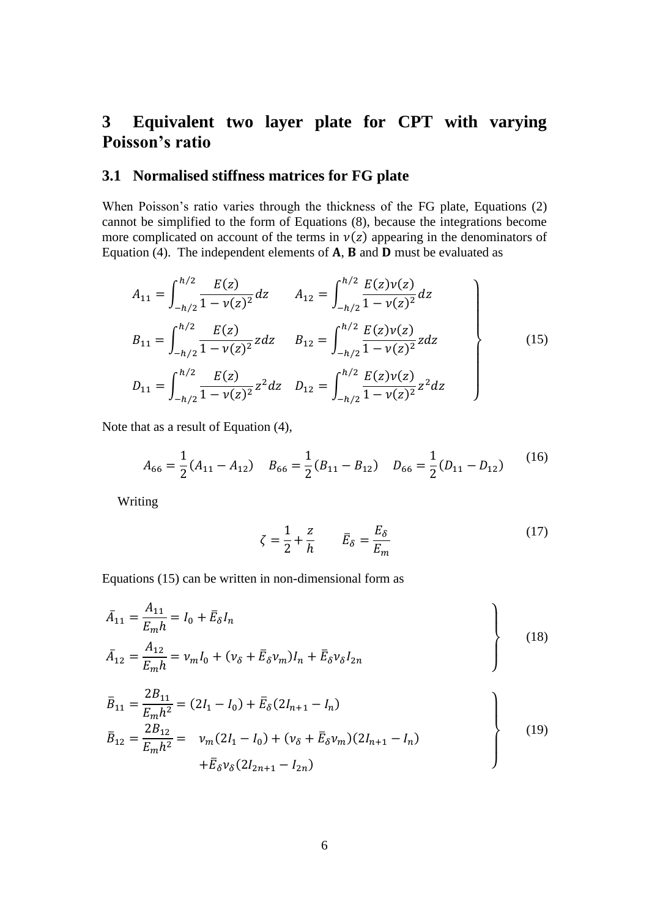# 3 Equivalent two layer plate for CPT with varying Poisson's ratio

## 3.1 Normalised stiffness matrices for FG plate

When Poisson's ratio varies through the thickness of the FG plate, Equations (2) cannot be simplified to the form of Equations (8), because the integrations become more complicated on account of the terms in $\nu(z)$ appearing in the denominators of Equation (4). The independent elements of **A**, **B** and **D** must be evaluated as

$$
\left.
\begin{aligned}
A_{11} &= \int_{-h/2}^{h/2} \frac{E(z)}{1-\nu(z)^2} dz \qquad & A_{12} &= \int_{-h/2}^{h/2} \frac{E(z)\nu(z)}{1-\nu(z)^2} dz \\
B_{11} &= \int_{-h/2}^{h/2} \frac{E(z)}{1-\nu(z)^2} z dz \qquad & B_{12} &= \int_{-h/2}^{h/2} \frac{E(z)\nu(z)}{1-\nu(z)^2} z dz \\
D_{11} &= \int_{-h/2}^{h/2} \frac{E(z)}{1-\nu(z)^2} z^2 dz \qquad & D_{12} &= \int_{-h/2}^{h/2} \frac{E(z)\nu(z)}{1-\nu(z)^2} z^2 dz
\end{aligned}
\right\} \tag{15}
$$

Note that as a result of Equation (4),

$$
A_{66} = \frac{1}{2}(A_{11} - A_{12}) \quad B_{66} = \frac{1}{2}(B_{11} - B_{12}) \quad D_{66} = \frac{1}{2}(D_{11} - D_{12}) \tag{16}
$$

Writing

$$
\zeta = \frac{1}{2} + \frac{z}{h} \qquad \bar{E}_\delta = \frac{E_\delta}{E_m} \tag{17}
$$

Equations (15) can be written in non-dimensional form as

$$
\left.
\begin{aligned}
\bar{A}_{11} &= \frac{A_{11}}{E_m h} = I_0 + \bar{E}_\delta I_n \\
\bar{A}_{12} &= \frac{A_{12}}{E_m h} = \nu_m I_0 + (\nu_\delta + \bar{E}_\delta \nu_m) I_n + \bar{E}_\delta \nu_\delta I_{2n}
\end{aligned}
\right\} \tag{18}
$$

$$
\left.
\begin{aligned}
\bar{B}_{11} &= \frac{2B_{11}}{E_m h^2} = (2I_1 - I_0) + \bar{E}_\delta (2I_{n+1} - I_n) \\
\bar{B}_{12} &= \frac{2B_{12}}{E_m h^2} = \nu_m (2I_1 - I_0) + (\nu_\delta + \bar{E}_\delta \nu_m)(2I_{n+1} - I_n) \\
&\qquad + \bar{E}_\delta \nu_\delta (2I_{2n+1} - I_{2n})
\end{aligned}
\right\} \tag{19}
$$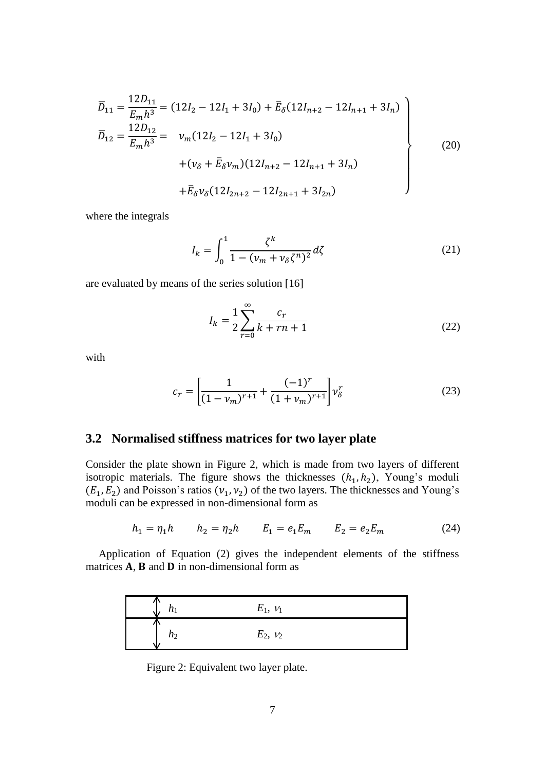$$
\left.
\begin{aligned}
\bar{D}_{11} &= \frac{12D_{11}}{E_m h^3} = (12I_2 - 12I_1 + 3I_0) + \bar{E}_\delta(12I_{n+2} - 12I_{n+1} + 3I_n) \\
\bar{D}_{12} &= \frac{12D_{12}}{E_m h^3} = \quad \nu_m(12I_2 - 12I_1 + 3I_0) \\
&\qquad + (\nu_\delta + \bar{E}_\delta \nu_m)(12I_{n+2} - 12I_{n+1} + 3I_n) \\
&\qquad + \bar{E}_\delta \nu_\delta(12I_{2n+2} - 12I_{2n+1} + 3I_{2n})
\end{aligned}
\right\} \tag{20}
$$

where the integrals

$$
I_k = \int_0^1 \frac{\zeta^k}{1 - (\nu_m + \nu_\delta \zeta^n)^2} d\zeta \tag{21}
$$

are evaluated by means of the series solution [16]

$$
I_k = \frac{1}{2} \sum_{r=0}^{\infty} \frac{c_r}{k + rn + 1} \tag{22}
$$

with

$$
c_r = \left[ \frac{1}{(1 - \nu_m)^{r+1}} + \frac{(-1)^r}{(1 + \nu_m)^{r+1}} \right] \nu_\delta^r \tag{23}
$$

## 3.2 Normalised stiffness matrices for two layer plate

Consider the plate shown in Figure 2, which is made from two layers of different isotropic materials. The figure shows the thicknesses $(h_1, h_2)$, Young's moduli $(E_1, E_2)$ and Poisson's ratios $(\nu_1, \nu_2)$ of the two layers. The thicknesses and Young's moduli can be expressed in non-dimensional form as

$$
h_1 = \eta_1 h \qquad h_2 = \eta_2 h \qquad E_1 = e_1 E_m \qquad E_2 = e_2 E_m \tag{24}
$$

Application of Equation (2) gives the independent elements of the stiffness matrices **A**, **B** and **D** in non-dimensional form as

$h_1$ $E_1$, $\nu_1$

$h_2$ $E_2$, $\nu_2$

Figure 2: Equivalent two layer plate.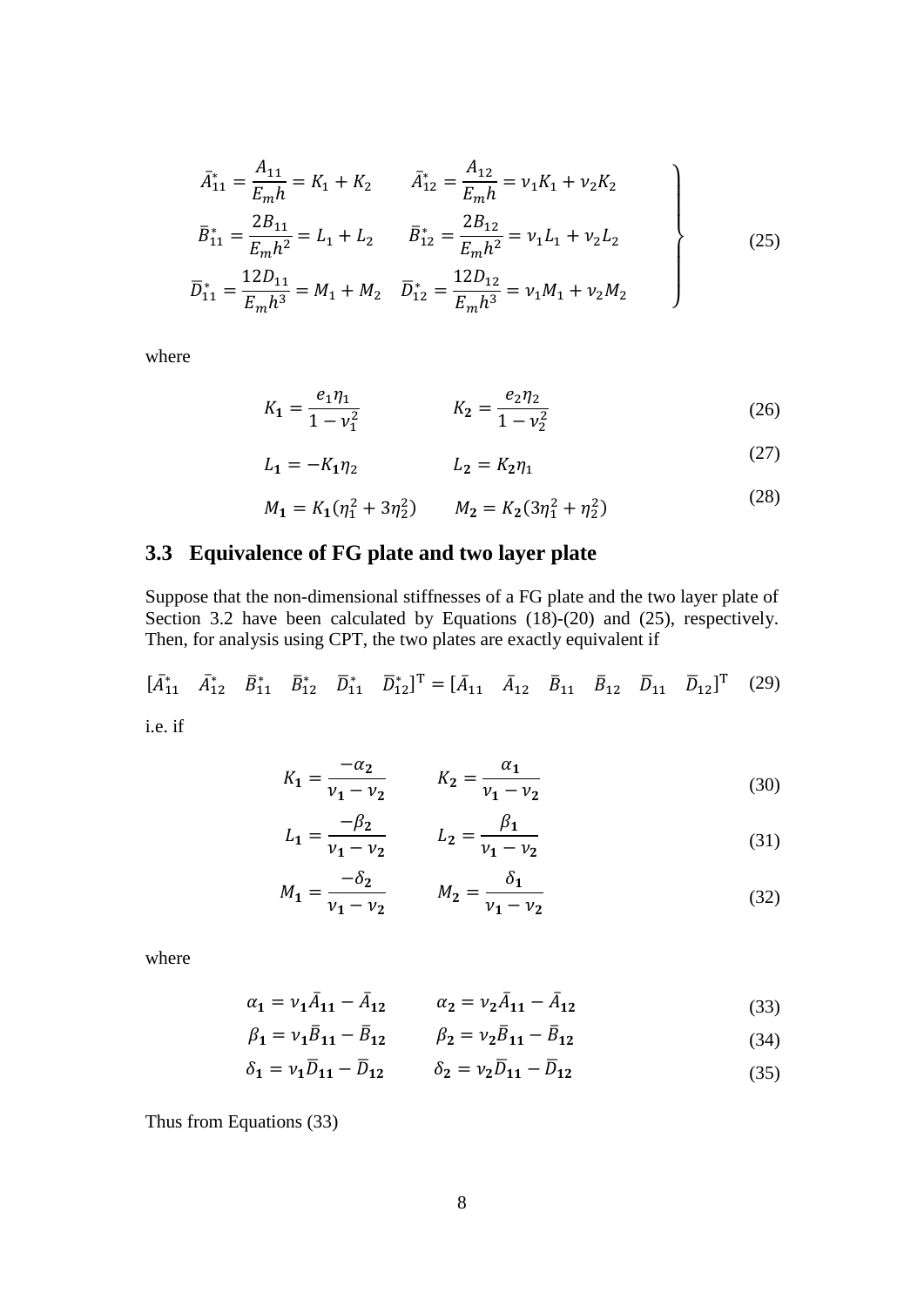$$
\left.\begin{aligned}
\bar{A}_{11}^{*} &= \frac{A_{11}}{E_m h} = K_1 + K_2 \qquad \bar{A}_{12}^{*} = \frac{A_{12}}{E_m h} = \nu_1 K_1 + \nu_2 K_2 \\
\bar{B}_{11}^{*} &= \frac{2B_{11}}{E_m h^2} = L_1 + L_2 \qquad \bar{B}_{12}^{*} = \frac{2B_{12}}{E_m h^2} = \nu_1 L_1 + \nu_2 L_2 \\
\bar{D}_{11}^{*} &= \frac{12D_{11}}{E_m h^3} = M_1 + M_2 \quad \bar{D}_{12}^{*} = \frac{12D_{12}}{E_m h^3} = \nu_1 M_1 + \nu_2 M_2
\end{aligned}\right\} \tag{25}
$$

where

$$
K_{\mathbf{1}} = \frac{e_1 \eta_1}{1 - \nu_1^2} \qquad K_{\mathbf{2}} = \frac{e_2 \eta_2}{1 - \nu_2^2} \tag{26}
$$

$$
L_{\mathbf{1}} = -K_{\mathbf{1}} \eta_2 \qquad L_{\mathbf{2}} = K_{\mathbf{2}} \eta_1 \tag{27}
$$

$$
M_{\mathbf{1}} = K_{\mathbf{1}}(\eta_1^2 + 3\eta_2^2) \qquad M_{\mathbf{2}} = K_{\mathbf{2}}(3\eta_1^2 + \eta_2^2) \tag{28}
$$

### 3.3 Equivalence of FG plate and two layer plate

Suppose that the non-dimensional stiffnesses of a FG plate and the two layer plate of Section 3.2 have been calculated by Equations (18)-(20) and (25), respectively. Then, for analysis using CPT, the two plates are exactly equivalent if

$$
[\bar{A}_{11}^{*} \quad \bar{A}_{12}^{*} \quad \bar{B}_{11}^{*} \quad \bar{B}_{12}^{*} \quad \bar{D}_{11}^{*} \quad \bar{D}_{12}^{*}]^{\mathrm{T}} = [\bar{A}_{11} \quad \bar{A}_{12} \quad \bar{B}_{11} \quad \bar{B}_{12} \quad \bar{D}_{11} \quad \bar{D}_{12}]^{\mathrm{T}} \tag{29}
$$

i.e. if

$$
K_{\mathbf{1}} = \frac{-\alpha_{\mathbf{2}}}{\nu_{\mathbf{1}} - \nu_{\mathbf{2}}} \qquad K_{\mathbf{2}} = \frac{\alpha_{\mathbf{1}}}{\nu_{\mathbf{1}} - \nu_{\mathbf{2}}} \tag{30}
$$

$$
L_{\mathbf{1}} = \frac{-\beta_{\mathbf{2}}}{\nu_{\mathbf{1}} - \nu_{\mathbf{2}}} \qquad L_{\mathbf{2}} = \frac{\beta_{\mathbf{1}}}{\nu_{\mathbf{1}} - \nu_{\mathbf{2}}} \tag{31}
$$

$$
M_{\mathbf{1}} = \frac{-\delta_{\mathbf{2}}}{\nu_{\mathbf{1}} - \nu_{\mathbf{2}}} \qquad M_{\mathbf{2}} = \frac{\delta_{\mathbf{1}}}{\nu_{\mathbf{1}} - \nu_{\mathbf{2}}} \tag{32}
$$

where

$$
\alpha_{\mathbf{1}} = \nu_{\mathbf{1}} \bar{A}_{\mathbf{11}} - \bar{A}_{\mathbf{12}} \qquad \alpha_{\mathbf{2}} = \nu_{\mathbf{2}} \bar{A}_{\mathbf{11}} - \bar{A}_{\mathbf{12}} \tag{33}
$$

$$
\beta_{\mathbf{1}} = \nu_{\mathbf{1}} \bar{B}_{\mathbf{11}} - \bar{B}_{\mathbf{12}} \qquad \beta_{\mathbf{2}} = \nu_{\mathbf{2}} \bar{B}_{\mathbf{11}} - \bar{B}_{\mathbf{12}} \tag{34}
$$

$$
\delta_{\mathbf{1}} = \nu_{\mathbf{1}} \bar{D}_{\mathbf{11}} - \bar{D}_{\mathbf{12}} \qquad \delta_{\mathbf{2}} = \nu_{\mathbf{2}} \bar{D}_{\mathbf{11}} - \bar{D}_{\mathbf{12}} \tag{35}
$$

Thus from Equations (33)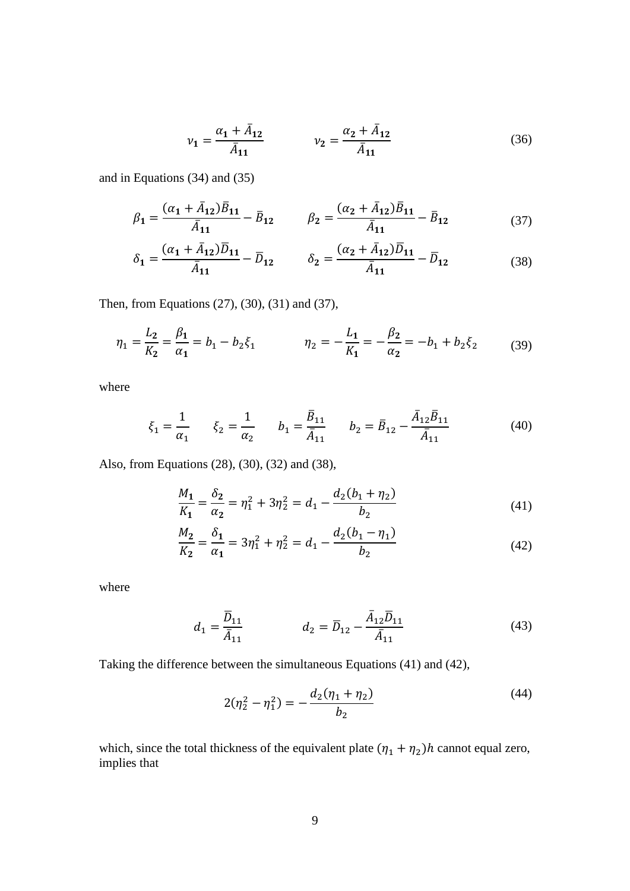$$\nu_{\mathbf{1}} = \frac{\alpha_{\mathbf{1}} + \bar{A}_{\mathbf{12}}}{\bar{A}_{\mathbf{11}}} \qquad \nu_{\mathbf{2}} = \frac{\alpha_{\mathbf{2}} + \bar{A}_{\mathbf{12}}}{\bar{A}_{\mathbf{11}}} \tag{36}$$

and in Equations (34) and (35)

$$\beta_{\mathbf{1}} = \frac{(\alpha_{\mathbf{1}} + \bar{A}_{\mathbf{12}})\bar{B}_{\mathbf{11}}}{\bar{A}_{\mathbf{11}}} - \bar{B}_{\mathbf{12}} \qquad \beta_{\mathbf{2}} = \frac{(\alpha_{\mathbf{2}} + \bar{A}_{\mathbf{12}})\bar{B}_{\mathbf{11}}}{\bar{A}_{\mathbf{11}}} - \bar{B}_{\mathbf{12}} \tag{37}$$

$$\delta_{\mathbf{1}} = \frac{(\alpha_{\mathbf{1}} + \bar{A}_{\mathbf{12}})\bar{D}_{\mathbf{11}}}{\bar{A}_{\mathbf{11}}} - \bar{D}_{\mathbf{12}} \qquad \delta_{\mathbf{2}} = \frac{(\alpha_{\mathbf{2}} + \bar{A}_{\mathbf{12}})\bar{D}_{\mathbf{11}}}{\bar{A}_{\mathbf{11}}} - \bar{D}_{\mathbf{12}} \tag{38}$$

Then, from Equations (27), (30), (31) and (37),

$$\eta_1 = \frac{L_{\mathbf{2}}}{K_{\mathbf{2}}} = \frac{\beta_{\mathbf{1}}}{\alpha_{\mathbf{1}}} = b_1 - b_2\xi_1 \qquad \eta_2 = -\frac{L_{\mathbf{1}}}{K_{\mathbf{1}}} = -\frac{\beta_{\mathbf{2}}}{\alpha_{\mathbf{2}}} = -b_1 + b_2\xi_2 \tag{39}$$

where

$$\xi_1 = \frac{1}{\alpha_1} \qquad \xi_2 = \frac{1}{\alpha_2} \qquad b_1 = \frac{\bar{B}_{11}}{\bar{A}_{11}} \qquad b_2 = \bar{B}_{12} - \frac{\bar{A}_{12}\bar{B}_{11}}{\bar{A}_{11}} \tag{40}$$

Also, from Equations (28), (30), (32) and (38),

$$\frac{M_{\mathbf{1}}}{K_{\mathbf{1}}} = \frac{\delta_{\mathbf{2}}}{\alpha_{\mathbf{2}}} = \eta_1^2 + 3\eta_2^2 = d_1 - \frac{d_2(b_1 + \eta_2)}{b_2} \tag{41}$$

$$\frac{M_{\mathbf{2}}}{K_{\mathbf{2}}} = \frac{\delta_{\mathbf{1}}}{\alpha_{\mathbf{1}}} = 3\eta_1^2 + \eta_2^2 = d_1 - \frac{d_2(b_1 - \eta_1)}{b_2} \tag{42}$$

where

$$d_1 = \frac{\bar{D}_{11}}{\bar{A}_{11}} \qquad d_2 = \bar{D}_{12} - \frac{\bar{A}_{12}\bar{D}_{11}}{\bar{A}_{11}} \tag{43}$$

Taking the difference between the simultaneous Equations (41) and (42),

$$2(\eta_2^2 - \eta_1^2) = -\frac{d_2(\eta_1 + \eta_2)}{b_2} \tag{44}$$

which, since the total thickness of the equivalent plate $(\eta_1 + \eta_2)h$ cannot equal zero, implies that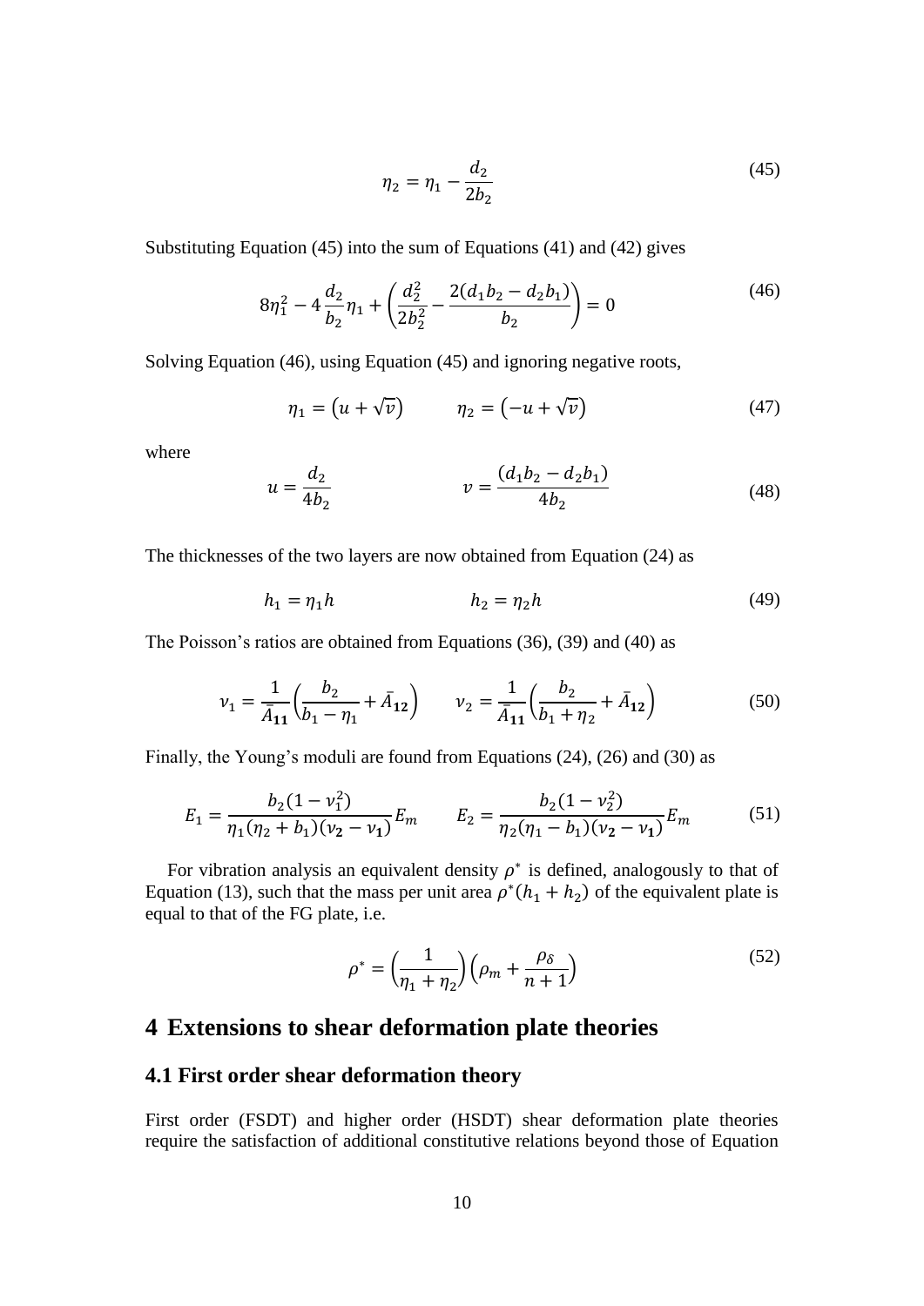$$\eta_2 = \eta_1 - \frac{d_2}{2b_2} \tag{45}$$

Substituting Equation (45) into the sum of Equations (41) and (42) gives

$$8\eta_1^2 - 4\frac{d_2}{b_2}\eta_1 + \left(\frac{d_2^2}{2b_2^2} - \frac{2(d_1b_2 - d_2b_1)}{b_2}\right) = 0 \tag{46}$$

Solving Equation (46), using Equation (45) and ignoring negative roots,

$$\eta_1 = \left(u + \sqrt{v}\right) \qquad \eta_2 = \left(-u + \sqrt{v}\right) \tag{47}$$

where

$$u = \frac{d_2}{4b_2} \qquad v = \frac{(d_1b_2 - d_2b_1)}{4b_2} \tag{48}$$

The thicknesses of the two layers are now obtained from Equation (24) as

$$h_1 = \eta_1 h \qquad h_2 = \eta_2 h \tag{49}$$

The Poisson's ratios are obtained from Equations (36), (39) and (40) as

$$\nu_1 = \frac{1}{\bar{A}_{\mathbf{11}}}\left(\frac{b_2}{b_1 - \eta_1} + \bar{A}_{\mathbf{12}}\right) \qquad \nu_2 = \frac{1}{\bar{A}_{\mathbf{11}}}\left(\frac{b_2}{b_1 + \eta_2} + \bar{A}_{\mathbf{12}}\right) \tag{50}$$

Finally, the Young's moduli are found from Equations (24), (26) and (30) as

$$E_1 = \frac{b_2(1 - \nu_1^2)}{\eta_1(\eta_2 + b_1)(\nu_{\mathbf{2}} - \nu_{\mathbf{1}})}E_m \qquad E_2 = \frac{b_2(1 - \nu_2^2)}{\eta_2(\eta_1 - b_1)(\nu_{\mathbf{2}} - \nu_{\mathbf{1}})}E_m \tag{51}$$

For vibration analysis an equivalent density $\rho^*$ is defined, analogously to that of Equation (13), such that the mass per unit area $\rho^*(h_1 + h_2)$ of the equivalent plate is equal to that of the FG plate, i.e.

$$\rho^* = \left(\frac{1}{\eta_1 + \eta_2}\right)\left(\rho_m + \frac{\rho_\delta}{n+1}\right) \tag{52}$$

# 4 Extensions to shear deformation plate theories

## 4.1 First order shear deformation theory

First order (FSDT) and higher order (HSDT) shear deformation plate theories require the satisfaction of additional constitutive relations beyond those of Equation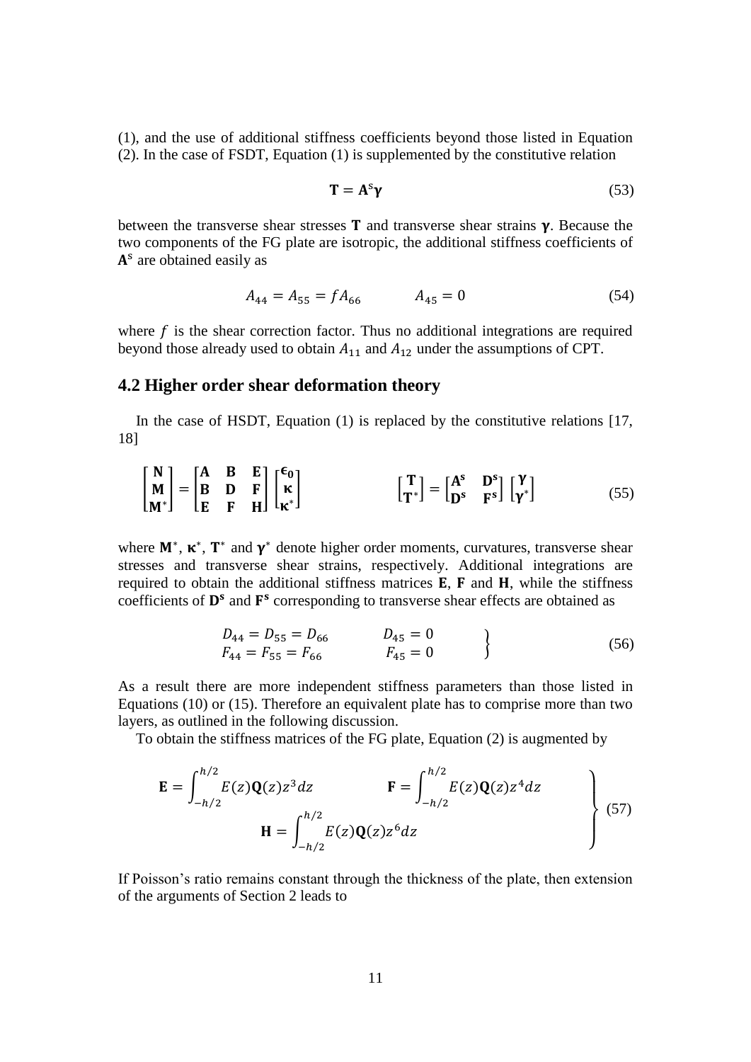(1), and the use of additional stiffness coefficients beyond those listed in Equation (2). In the case of FSDT, Equation (1) is supplemented by the constitutive relation

$$\mathbf{T} = \mathbf{A}^s \boldsymbol{\gamma} \tag{53}$$

between the transverse shear stresses $\mathbf{T}$ and transverse shear strains $\boldsymbol{\gamma}$. Because the two components of the FG plate are isotropic, the additional stiffness coefficients of $\mathbf{A}^s$ are obtained easily as

$$A_{44} = A_{55} = f A_{66} \qquad\qquad A_{45} = 0 \tag{54}$$

where $f$ is the shear correction factor. Thus no additional integrations are required beyond those already used to obtain $A_{11}$ and $A_{12}$ under the assumptions of CPT.

## 4.2 Higher order shear deformation theory

In the case of HSDT, Equation (1) is replaced by the constitutive relations [17, 18]

$$\begin{bmatrix} \mathbf{N} \\ \mathbf{M} \\ \mathbf{M}^* \end{bmatrix} = \begin{bmatrix} \mathbf{A} & \mathbf{B} & \mathbf{E} \\ \mathbf{B} & \mathbf{D} & \mathbf{F} \\ \mathbf{E} & \mathbf{F} & \mathbf{H} \end{bmatrix} \begin{bmatrix} \boldsymbol{\epsilon}_0 \\ \boldsymbol{\kappa} \\ \boldsymbol{\kappa}^* \end{bmatrix} \qquad\qquad \begin{bmatrix} \mathbf{T} \\ \mathbf{T}^* \end{bmatrix} = \begin{bmatrix} \mathbf{A}^s & \mathbf{D}^s \\ \mathbf{D}^s & \mathbf{F}^s \end{bmatrix} \begin{bmatrix} \boldsymbol{\gamma} \\ \boldsymbol{\gamma}^* \end{bmatrix} \tag{55}$$

where $\mathbf{M}^*$, $\boldsymbol{\kappa}^*$, $\mathbf{T}^*$ and $\boldsymbol{\gamma}^*$ denote higher order moments, curvatures, transverse shear stresses and transverse shear strains, respectively. Additional integrations are required to obtain the additional stiffness matrices $\mathbf{E}$, $\mathbf{F}$ and $\mathbf{H}$, while the stiffness coefficients of $\mathbf{D}^s$ and $\mathbf{F}^s$ corresponding to transverse shear effects are obtained as

$$\left.\begin{aligned} D_{44} = D_{55} = D_{66} \qquad\qquad D_{45} = 0 \\ F_{44} = F_{55} = F_{66} \qquad\qquad F_{45} = 0 \end{aligned}\right\} \tag{56}$$

As a result there are more independent stiffness parameters than those listed in Equations (10) or (15). Therefore an equivalent plate has to comprise more than two layers, as outlined in the following discussion.

To obtain the stiffness matrices of the FG plate, Equation (2) is augmented by

$$\left.\begin{aligned} \mathbf{E} = \int_{-h/2}^{h/2} E(z)\mathbf{Q}(z) z^3 dz \qquad\qquad \mathbf{F} = \int_{-h/2}^{h/2} E(z)\mathbf{Q}(z) z^4 dz \\ \mathbf{H} = \int_{-h/2}^{h/2} E(z)\mathbf{Q}(z) z^6 dz \end{aligned}\right\} \tag{57}$$

If Poisson's ratio remains constant through the thickness of the plate, then extension of the arguments of Section 2 leads to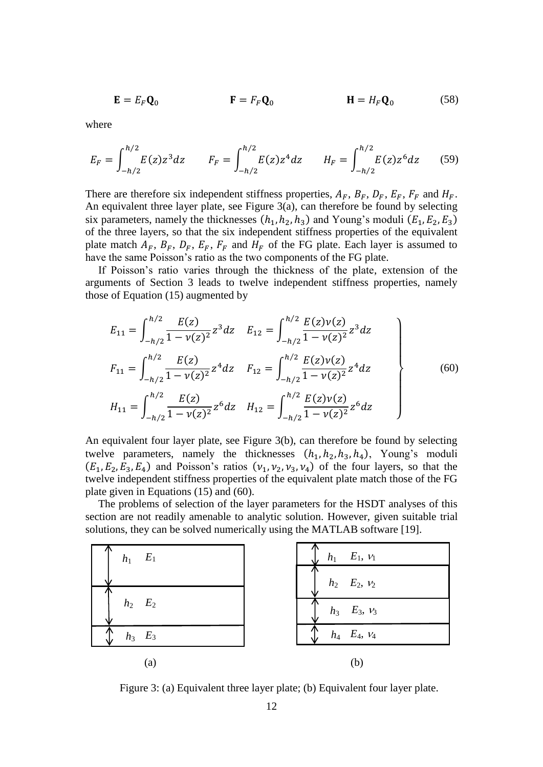$$\mathbf{E} = E_F\mathbf{Q}_0 \qquad\qquad \mathbf{F} = F_F\mathbf{Q}_0 \qquad\qquad \mathbf{H} = H_F\mathbf{Q}_0 \tag{58}$$

where

$$E_F = \int_{-h/2}^{h/2} E(z)z^3dz \qquad F_F = \int_{-h/2}^{h/2} E(z)z^4dz \qquad H_F = \int_{-h/2}^{h/2} E(z)z^6dz \tag{59}$$

There are therefore six independent stiffness properties, $A_F$, $B_F$, $D_F$, $E_F$, $F_F$ and $H_F$. An equivalent three layer plate, see Figure 3(a), can therefore be found by selecting six parameters, namely the thicknesses $(h_1, h_2, h_3)$ and Young's moduli $(E_1, E_2, E_3)$ of the three layers, so that the six independent stiffness properties of the equivalent plate match $A_F$, $B_F$, $D_F$, $E_F$, $F_F$ and $H_F$ of the FG plate. Each layer is assumed to have the same Poisson's ratio as the two components of the FG plate.

If Poisson's ratio varies through the thickness of the plate, extension of the arguments of Section 3 leads to twelve independent stiffness properties, namely those of Equation (15) augmented by

$$\left.\begin{aligned}
E_{11} &= \int_{-h/2}^{h/2} \frac{E(z)}{1-\nu(z)^2} z^3 dz \quad & E_{12} &= \int_{-h/2}^{h/2} \frac{E(z)\nu(z)}{1-\nu(z)^2} z^3 dz \\
F_{11} &= \int_{-h/2}^{h/2} \frac{E(z)}{1-\nu(z)^2} z^4 dz \quad & F_{12} &= \int_{-h/2}^{h/2} \frac{E(z)\nu(z)}{1-\nu(z)^2} z^4 dz \\
H_{11} &= \int_{-h/2}^{h/2} \frac{E(z)}{1-\nu(z)^2} z^6 dz \quad & H_{12} &= \int_{-h/2}^{h/2} \frac{E(z)\nu(z)}{1-\nu(z)^2} z^6 dz
\end{aligned}\right\} \tag{60}$$

An equivalent four layer plate, see Figure 3(b), can therefore be found by selecting twelve parameters, namely the thicknesses $(h_1, h_2, h_3, h_4)$, Young's moduli $(E_1, E_2, E_3, E_4)$ and Poisson's ratios $(\nu_1, \nu_2, \nu_3, \nu_4)$ of the four layers, so that the twelve independent stiffness properties of the equivalent plate match those of the FG plate given in Equations (15) and (60).

The problems of selection of the layer parameters for the HSDT analyses of this section are not readily amenable to analytic solution. However, given suitable trial solutions, they can be solved numerically using the MATLAB software [19].

$h_1$ $E_1$

$h_2$ $E_2$

$h_3$ $E_3$

(a)

$h_1$ $E_1$, $\nu_1$

$h_2$ $E_2$, $\nu_2$

$h_3$ $E_3$, $\nu_3$

$h_4$ $E_4$, $\nu_4$

(b)

Figure 3: (a) Equivalent three layer plate; (b) Equivalent four layer plate.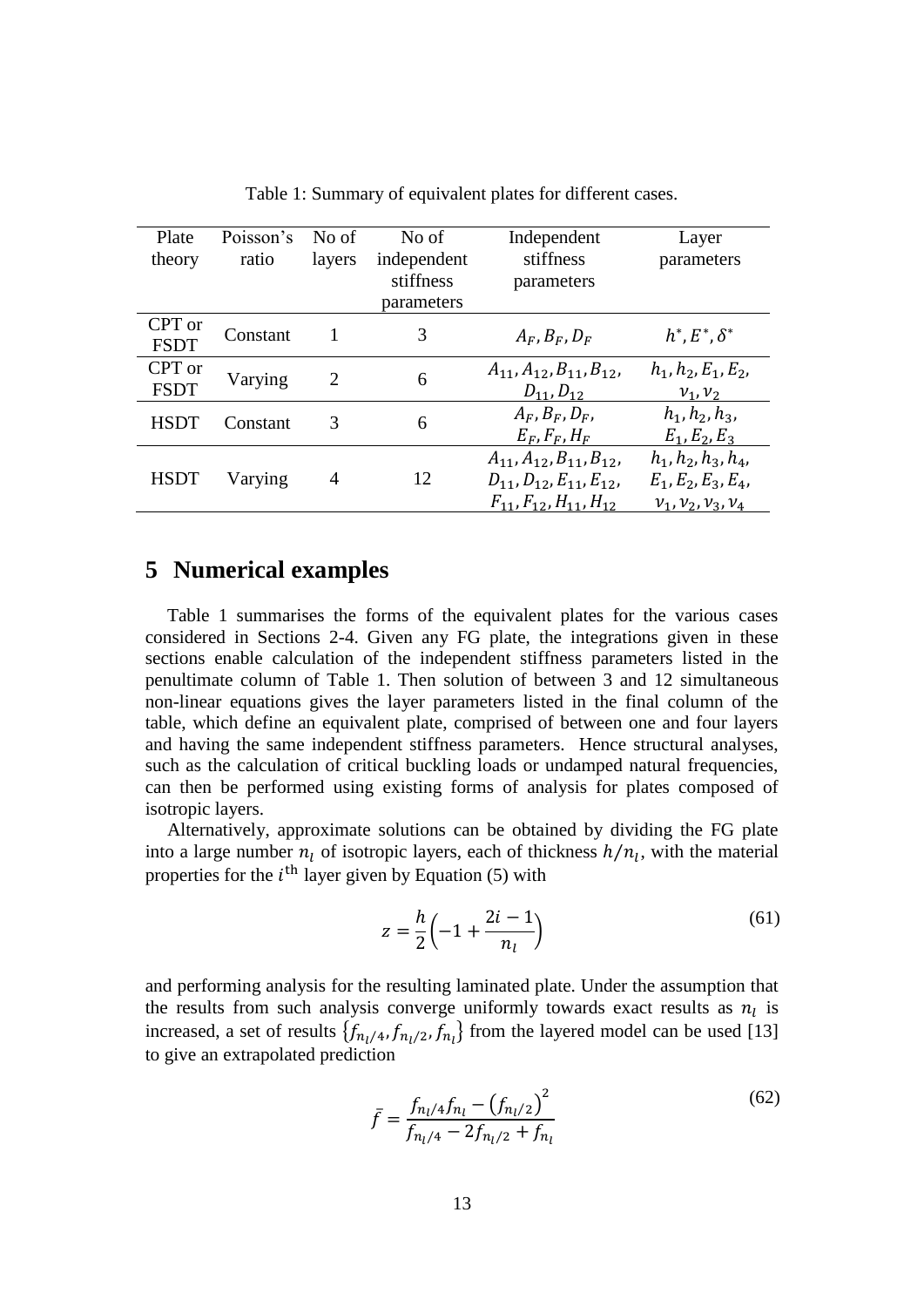Table 1: Summary of equivalent plates for different cases.

| Plate theory | Poisson's ratio | No of layers | No of independent stiffness parameters | Independent stiffness parameters | Layer parameters |
|---|---|---|---|---|---|
| CPT or FSDT | Constant | 1 | 3 | $A_F, B_F, D_F$ | $h^*, E^*, \delta^*$ |
| CPT or FSDT | Varying | 2 | 6 | $A_{11}, A_{12}, B_{11}, B_{12}, D_{11}, D_{12}$ | $h_1, h_2, E_1, E_2, \nu_1, \nu_2$ |
| HSDT | Constant | 3 | 6 | $A_F, B_F, D_F, E_F, F_F, H_F$ | $h_1, h_2, h_3, E_1, E_2, E_3$ |
| HSDT | Varying | 4 | 12 | $A_{11}, A_{12}, B_{11}, B_{12}, D_{11}, D_{12}, E_{11}, E_{12}, F_{11}, F_{12}, H_{11}, H_{12}$ | $h_1, h_2, h_3, h_4, E_1, E_2, E_3, E_4, \nu_1, \nu_2, \nu_3, \nu_4$ |

## 5 Numerical examples

Table 1 summarises the forms of the equivalent plates for the various cases considered in Sections 2-4. Given any FG plate, the integrations given in these sections enable calculation of the independent stiffness parameters listed in the penultimate column of Table 1. Then solution of between 3 and 12 simultaneous non-linear equations gives the layer parameters listed in the final column of the table, which define an equivalent plate, comprised of between one and four layers and having the same independent stiffness parameters. Hence structural analyses, such as the calculation of critical buckling loads or undamped natural frequencies, can then be performed using existing forms of analysis for plates composed of isotropic layers.

Alternatively, approximate solutions can be obtained by dividing the FG plate into a large number $n_l$ of isotropic layers, each of thickness $h/n_l$, with the material properties for the $i^{\text{th}}$ layer given by Equation (5) with

$$z = \frac{h}{2}\left(-1 + \frac{2i-1}{n_l}\right) \tag{61}$$

and performing analysis for the resulting laminated plate. Under the assumption that the results from such analysis converge uniformly towards exact results as $n_l$ is increased, a set of results $\{f_{n_l/4}, f_{n_l/2}, f_{n_l}\}$ from the layered model can be used [13] to give an extrapolated prediction

$$\bar{f} = \frac{f_{n_l/4} f_{n_l} - \left(f_{n_l/2}\right)^2}{f_{n_l/4} - 2f_{n_l/2} + f_{n_l}} \tag{62}$$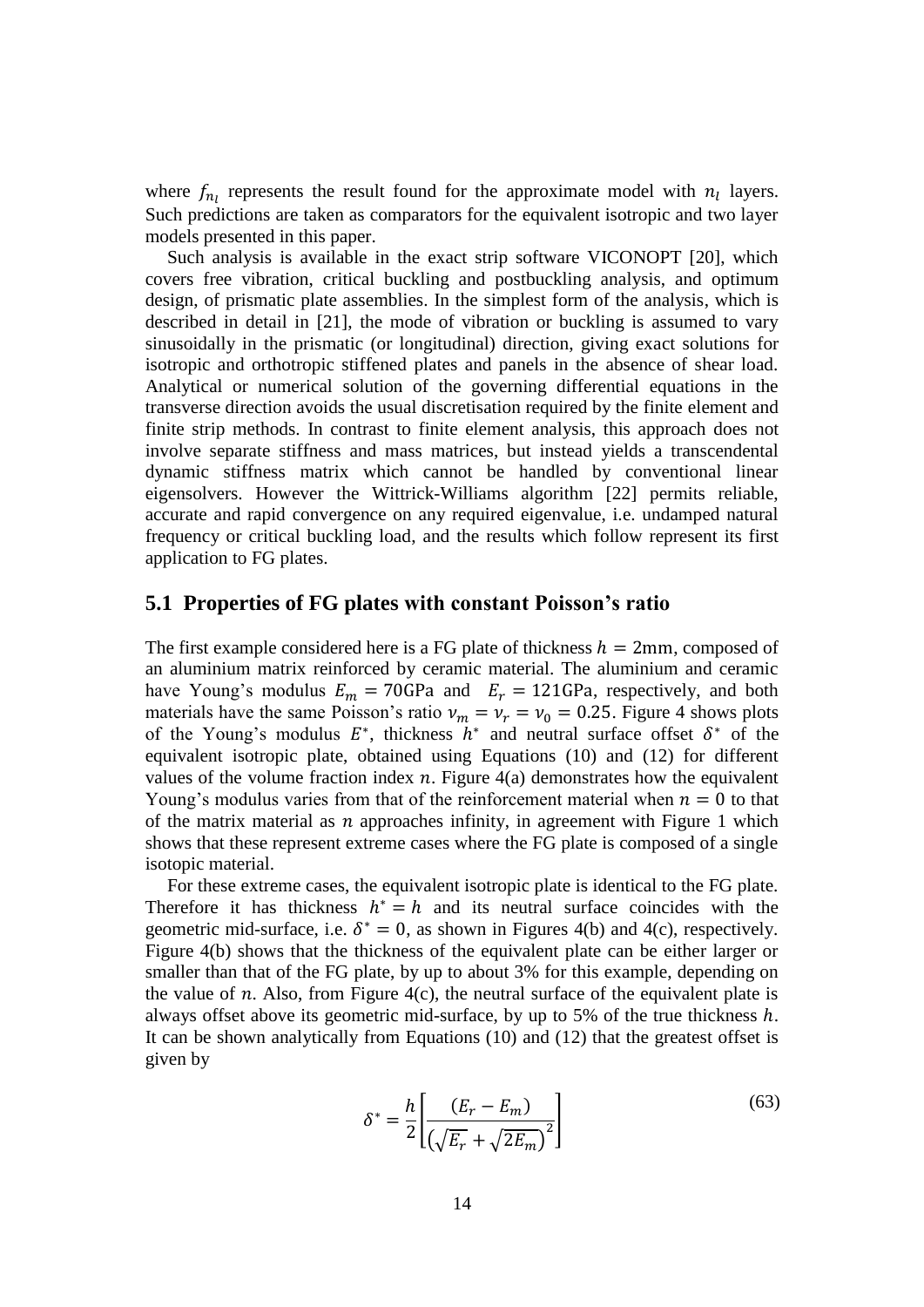where $f_{n_l}$ represents the result found for the approximate model with $n_l$ layers. Such predictions are taken as comparators for the equivalent isotropic and two layer models presented in this paper.

Such analysis is available in the exact strip software VICONOPT [20], which covers free vibration, critical buckling and postbuckling analysis, and optimum design, of prismatic plate assemblies. In the simplest form of the analysis, which is described in detail in [21], the mode of vibration or buckling is assumed to vary sinusoidally in the prismatic (or longitudinal) direction, giving exact solutions for isotropic and orthotropic stiffened plates and panels in the absence of shear load. Analytical or numerical solution of the governing differential equations in the transverse direction avoids the usual discretisation required by the finite element and finite strip methods. In contrast to finite element analysis, this approach does not involve separate stiffness and mass matrices, but instead yields a transcendental dynamic stiffness matrix which cannot be handled by conventional linear eigensolvers. However the Wittrick-Williams algorithm [22] permits reliable, accurate and rapid convergence on any required eigenvalue, i.e. undamped natural frequency or critical buckling load, and the results which follow represent its first application to FG plates.

## 5.1 Properties of FG plates with constant Poisson's ratio

The first example considered here is a FG plate of thickness $h = 2\text{mm}$, composed of an aluminium matrix reinforced by ceramic material. The aluminium and ceramic have Young's modulus $E_m = 70\text{GPa}$ and $E_r = 121\text{GPa}$, respectively, and both materials have the same Poisson's ratio $\nu_m = \nu_r = \nu_0 = 0.25$. Figure 4 shows plots of the Young's modulus $E^*$, thickness $h^*$ and neutral surface offset $\delta^*$ of the equivalent isotropic plate, obtained using Equations (10) and (12) for different values of the volume fraction index $n$. Figure 4(a) demonstrates how the equivalent Young's modulus varies from that of the reinforcement material when $n = 0$ to that of the matrix material as $n$ approaches infinity, in agreement with Figure 1 which shows that these represent extreme cases where the FG plate is composed of a single isotopic material.

For these extreme cases, the equivalent isotropic plate is identical to the FG plate. Therefore it has thickness $h^* = h$ and its neutral surface coincides with the geometric mid-surface, i.e. $\delta^* = 0$, as shown in Figures 4(b) and 4(c), respectively. Figure 4(b) shows that the thickness of the equivalent plate can be either larger or smaller than that of the FG plate, by up to about 3% for this example, depending on the value of $n$. Also, from Figure 4(c), the neutral surface of the equivalent plate is always offset above its geometric mid-surface, by up to 5% of the true thickness $h$. It can be shown analytically from Equations (10) and (12) that the greatest offset is given by

$$\delta^* = \frac{h}{2}\left[\frac{(E_r - E_m)}{\left(\sqrt{E_r} + \sqrt{2E_m}\right)^2}\right] \tag{63}$$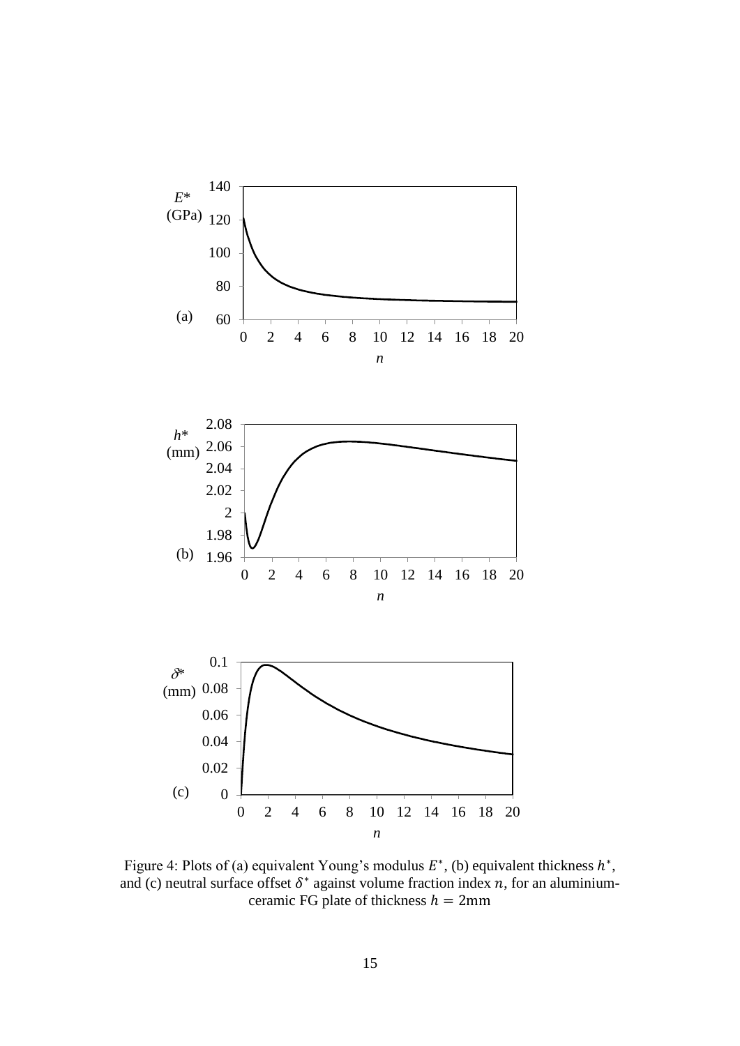140
$E^*$
(GPa) 120
100
80
(a) 60
0 2 4 6 8 10 12 14 16 18 20
$n$

2.08
$h^*$
(mm) 2.06
2.04
2.02
2
1.98
(b) 1.96
0 2 4 6 8 10 12 14 16 18 20
$n$

0.1
$\delta^*$
(mm) 0.08
0.06
0.04
0.02
(c) 0
0 2 4 6 8 10 12 14 16 18 20
$n$

Figure 4: Plots of (a) equivalent Young's modulus $E^*$, (b) equivalent thickness $h^*$, and (c) neutral surface offset $\delta^*$ against volume fraction index $n$, for an aluminium-ceramic FG plate of thickness $h = 2\text{mm}$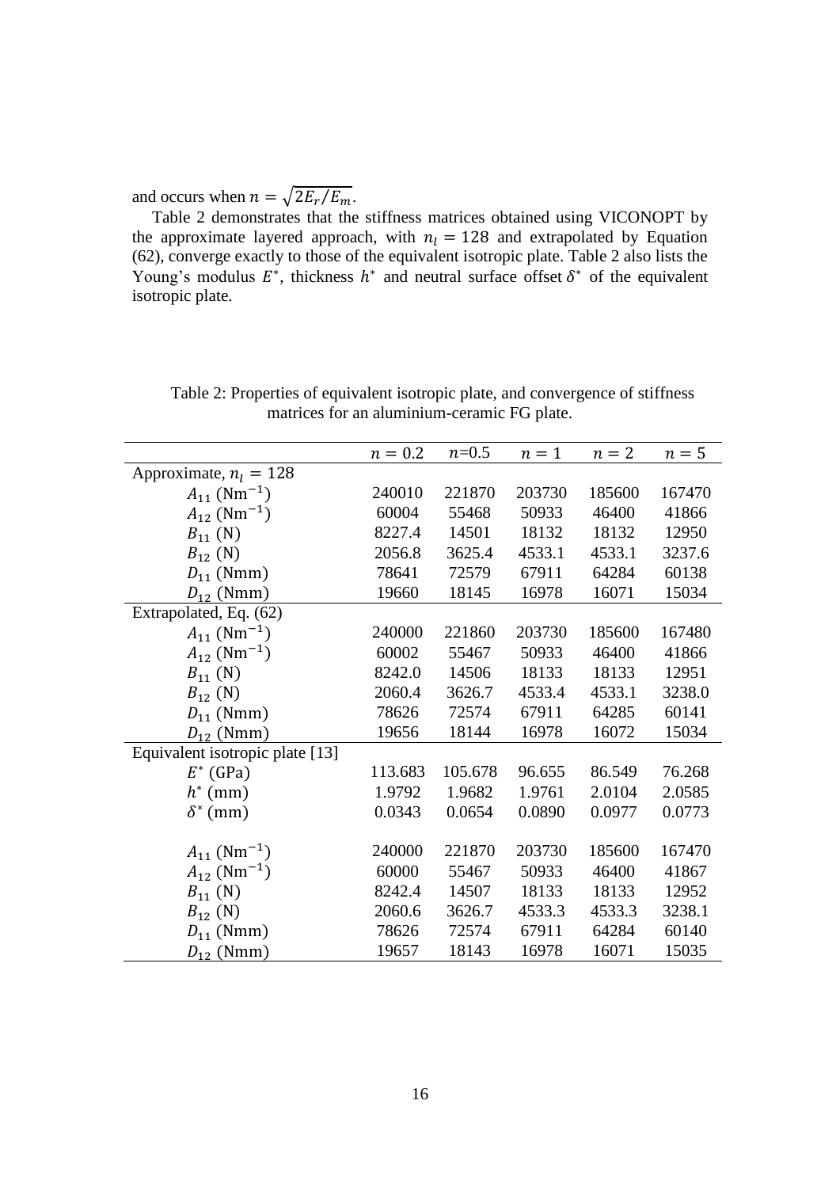and occurs when $n = \sqrt{2E_r/E_m}$.

Table 2 demonstrates that the stiffness matrices obtained using VICONOPT by the approximate layered approach, with $n_l = 128$ and extrapolated by Equation (62), converge exactly to those of the equivalent isotropic plate. Table 2 also lists the Young's modulus $E^*$, thickness $h^*$ and neutral surface offset $\delta^*$ of the equivalent isotropic plate.

Table 2: Properties of equivalent isotropic plate, and convergence of stiffness matrices for an aluminium-ceramic FG plate.

| | $n = 0.2$ | $n$=0.5 | $n = 1$ | $n = 2$ | $n = 5$ |
|---|---|---|---|---|---|
| Approximate, $n_l = 128$ | | | | | |
| $A_{11}$ ($\mathrm{Nm}^{-1}$) | 240010 | 221870 | 203730 | 185600 | 167470 |
| $A_{12}$ ($\mathrm{Nm}^{-1}$) | 60004 | 55468 | 50933 | 46400 | 41866 |
| $B_{11}$ (N) | 8227.4 | 14501 | 18132 | 18132 | 12950 |
| $B_{12}$ (N) | 2056.8 | 3625.4 | 4533.1 | 4533.1 | 3237.6 |
| $D_{11}$ (Nmm) | 78641 | 72579 | 67911 | 64284 | 60138 |
| $D_{12}$ (Nmm) | 19660 | 18145 | 16978 | 16071 | 15034 |
| Extrapolated, Eq. (62) | | | | | |
| $A_{11}$ ($\mathrm{Nm}^{-1}$) | 240000 | 221860 | 203730 | 185600 | 167480 |
| $A_{12}$ ($\mathrm{Nm}^{-1}$) | 60002 | 55467 | 50933 | 46400 | 41866 |
| $B_{11}$ (N) | 8242.0 | 14506 | 18133 | 18133 | 12951 |
| $B_{12}$ (N) | 2060.4 | 3626.7 | 4533.4 | 4533.1 | 3238.0 |
| $D_{11}$ (Nmm) | 78626 | 72574 | 67911 | 64285 | 60141 |
| $D_{12}$ (Nmm) | 19656 | 18144 | 16978 | 16072 | 15034 |
| Equivalent isotropic plate [13] | | | | | |
| $E^*$ (GPa) | 113.683 | 105.678 | 96.655 | 86.549 | 76.268 |
| $h^*$ (mm) | 1.9792 | 1.9682 | 1.9761 | 2.0104 | 2.0585 |
| $\delta^*$ (mm) | 0.0343 | 0.0654 | 0.0890 | 0.0977 | 0.0773 |
| $A_{11}$ ($\mathrm{Nm}^{-1}$) | 240000 | 221870 | 203730 | 185600 | 167470 |
| $A_{12}$ ($\mathrm{Nm}^{-1}$) | 60000 | 55467 | 50933 | 46400 | 41867 |
| $B_{11}$ (N) | 8242.4 | 14507 | 18133 | 18133 | 12952 |
| $B_{12}$ (N) | 2060.6 | 3626.7 | 4533.3 | 4533.3 | 3238.1 |
| $D_{11}$ (Nmm) | 78626 | 72574 | 67911 | 64284 | 60140 |
| $D_{12}$ (Nmm) | 19657 | 18143 | 16978 | 16071 | 15035 |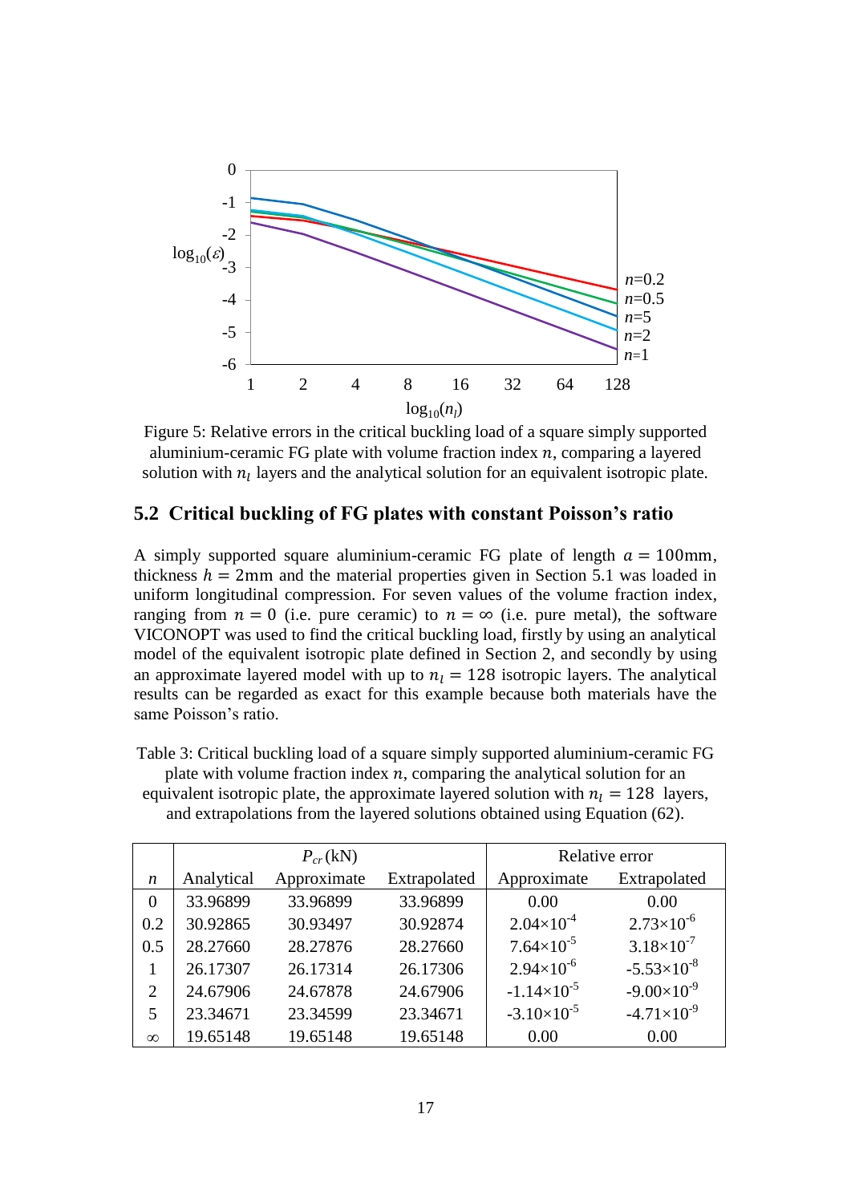0
-1
-2
-3
-4
-5
-6

$\log_{10}(\varepsilon)$

1 2 4 8 16 32 64 128

$\log_{10}(n_l)$

$n$=0.2
$n$=0.5
$n$=5
$n$=2
$n$=1

Figure 5: Relative errors in the critical buckling load of a square simply supported aluminium-ceramic FG plate with volume fraction index $n$, comparing a layered solution with $n_l$ layers and the analytical solution for an equivalent isotropic plate.

## 5.2 Critical buckling of FG plates with constant Poisson's ratio

A simply supported square aluminium-ceramic FG plate of length $a = 100\text{mm}$, thickness $h = 2\text{mm}$ and the material properties given in Section 5.1 was loaded in uniform longitudinal compression. For seven values of the volume fraction index, ranging from $n = 0$ (i.e. pure ceramic) to $n = \infty$ (i.e. pure metal), the software VICONOPT was used to find the critical buckling load, firstly by using an analytical model of the equivalent isotropic plate defined in Section 2, and secondly by using an approximate layered model with up to $n_l = 128$ isotropic layers. The analytical results can be regarded as exact for this example because both materials have the same Poisson's ratio.

Table 3: Critical buckling load of a square simply supported aluminium-ceramic FG plate with volume fraction index $n$, comparing the analytical solution for an equivalent isotropic plate, the approximate layered solution with $n_l = 128$ layers, and extrapolations from the layered solutions obtained using Equation (62).

| | $P_{cr}$ (kN) | | | Relative error | |
|---|---|---|---|---|---|
| $n$ | Analytical | Approximate | Extrapolated | Approximate | Extrapolated |
| 0 | 33.96899 | 33.96899 | 33.96899 | 0.00 | 0.00 |
| 0.2 | 30.92865 | 30.93497 | 30.92874 | $2.04\times10^{-4}$ | $2.73\times10^{-6}$ |
| 0.5 | 28.27660 | 28.27876 | 28.27660 | $7.64\times10^{-5}$ | $3.18\times10^{-7}$ |
| 1 | 26.17307 | 26.17314 | 26.17306 | $2.94\times10^{-6}$ | $-5.53\times10^{-8}$ |
| 2 | 24.67906 | 24.67878 | 24.67906 | $-1.14\times10^{-5}$ | $-9.00\times10^{-9}$ |
| 5 | 23.34671 | 23.34599 | 23.34671 | $-3.10\times10^{-5}$ | $-4.71\times10^{-9}$ |
| $\infty$ | 19.65148 | 19.65148 | 19.65148 | 0.00 | 0.00 |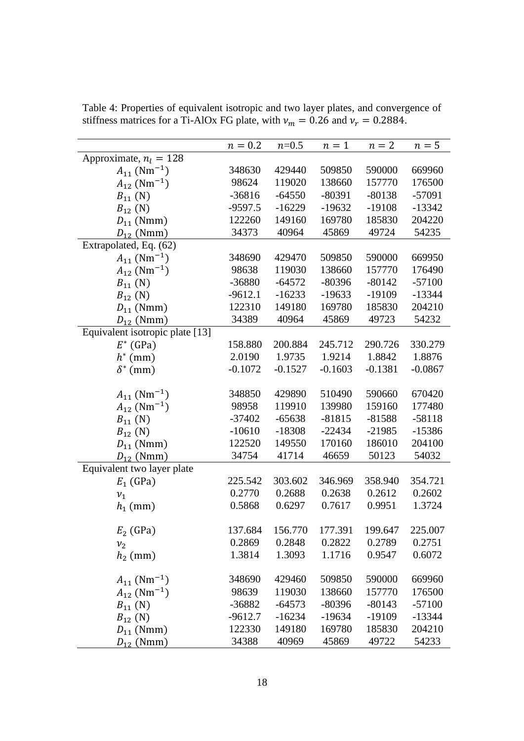Table 4: Properties of equivalent isotropic and two layer plates, and convergence of stiffness matrices for a Ti-AlOx FG plate, with $\nu_m = 0.26$ and $\nu_r = 0.2884$.

| | $n = 0.2$ | $n$=0.5 | $n = 1$ | $n = 2$ | $n = 5$ |
|---|---|---|---|---|---|
| Approximate, $n_l = 128$ | | | | | |
| $A_{11}$ ($\mathrm{Nm}^{-1}$) | 348630 | 429440 | 509850 | 590000 | 669960 |
| $A_{12}$ ($\mathrm{Nm}^{-1}$) | 98624 | 119020 | 138660 | 157770 | 176500 |
| $B_{11}$ (N) | -36816 | -64550 | -80391 | -80138 | -57091 |
| $B_{12}$ (N) | -9597.5 | -16229 | -19632 | -19108 | -13342 |
| $D_{11}$ (Nmm) | 122260 | 149160 | 169780 | 185830 | 204220 |
| $D_{12}$ (Nmm) | 34373 | 40964 | 45869 | 49724 | 54235 |
| Extrapolated, Eq. (62) | | | | | |
| $A_{11}$ ($\mathrm{Nm}^{-1}$) | 348690 | 429470 | 509850 | 590000 | 669950 |
| $A_{12}$ ($\mathrm{Nm}^{-1}$) | 98638 | 119030 | 138660 | 157770 | 176490 |
| $B_{11}$ (N) | -36880 | -64572 | -80396 | -80142 | -57100 |
| $B_{12}$ (N) | -9612.1 | -16233 | -19633 | -19109 | -13344 |
| $D_{11}$ (Nmm) | 122310 | 149180 | 169780 | 185830 | 204210 |
| $D_{12}$ (Nmm) | 34389 | 40964 | 45869 | 49723 | 54232 |
| Equivalent isotropic plate [13] | | | | | |
| $E^*$ (GPa) | 158.880 | 200.884 | 245.712 | 290.726 | 330.279 |
| $h^*$ (mm) | 2.0190 | 1.9735 | 1.9214 | 1.8842 | 1.8876 |
| $\delta^*$ (mm) | -0.1072 | -0.1527 | -0.1603 | -0.1381 | -0.0867 |
| $A_{11}$ ($\mathrm{Nm}^{-1}$) | 348850 | 429890 | 510490 | 590660 | 670420 |
| $A_{12}$ ($\mathrm{Nm}^{-1}$) | 98958 | 119910 | 139980 | 159160 | 177480 |
| $B_{11}$ (N) | -37402 | -65638 | -81815 | -81588 | -58118 |
| $B_{12}$ (N) | -10610 | -18308 | -22434 | -21985 | -15386 |
| $D_{11}$ (Nmm) | 122520 | 149550 | 170160 | 186010 | 204100 |
| $D_{12}$ (Nmm) | 34754 | 41714 | 46659 | 50123 | 54032 |
| Equivalent two layer plate | | | | | |
| $E_1$ (GPa) | 225.542 | 303.602 | 346.969 | 358.940 | 354.721 |
| $\nu_1$ | 0.2770 | 0.2688 | 0.2638 | 0.2612 | 0.2602 |
| $h_1$ (mm) | 0.5868 | 0.6297 | 0.7617 | 0.9951 | 1.3724 |
| $E_2$ (GPa) | 137.684 | 156.770 | 177.391 | 199.647 | 225.007 |
| $\nu_2$ | 0.2869 | 0.2848 | 0.2822 | 0.2789 | 0.2751 |
| $h_2$ (mm) | 1.3814 | 1.3093 | 1.1716 | 0.9547 | 0.6072 |
| $A_{11}$ ($\mathrm{Nm}^{-1}$) | 348690 | 429460 | 509850 | 590000 | 669960 |
| $A_{12}$ ($\mathrm{Nm}^{-1}$) | 98639 | 119030 | 138660 | 157770 | 176500 |
| $B_{11}$ (N) | -36882 | -64573 | -80396 | -80143 | -57100 |
| $B_{12}$ (N) | -9612.7 | -16234 | -19634 | -19109 | -13344 |
| $D_{11}$ (Nmm) | 122330 | 149180 | 169780 | 185830 | 204210 |
| $D_{12}$ (Nmm) | 34388 | 40969 | 45869 | 49722 | 54233 |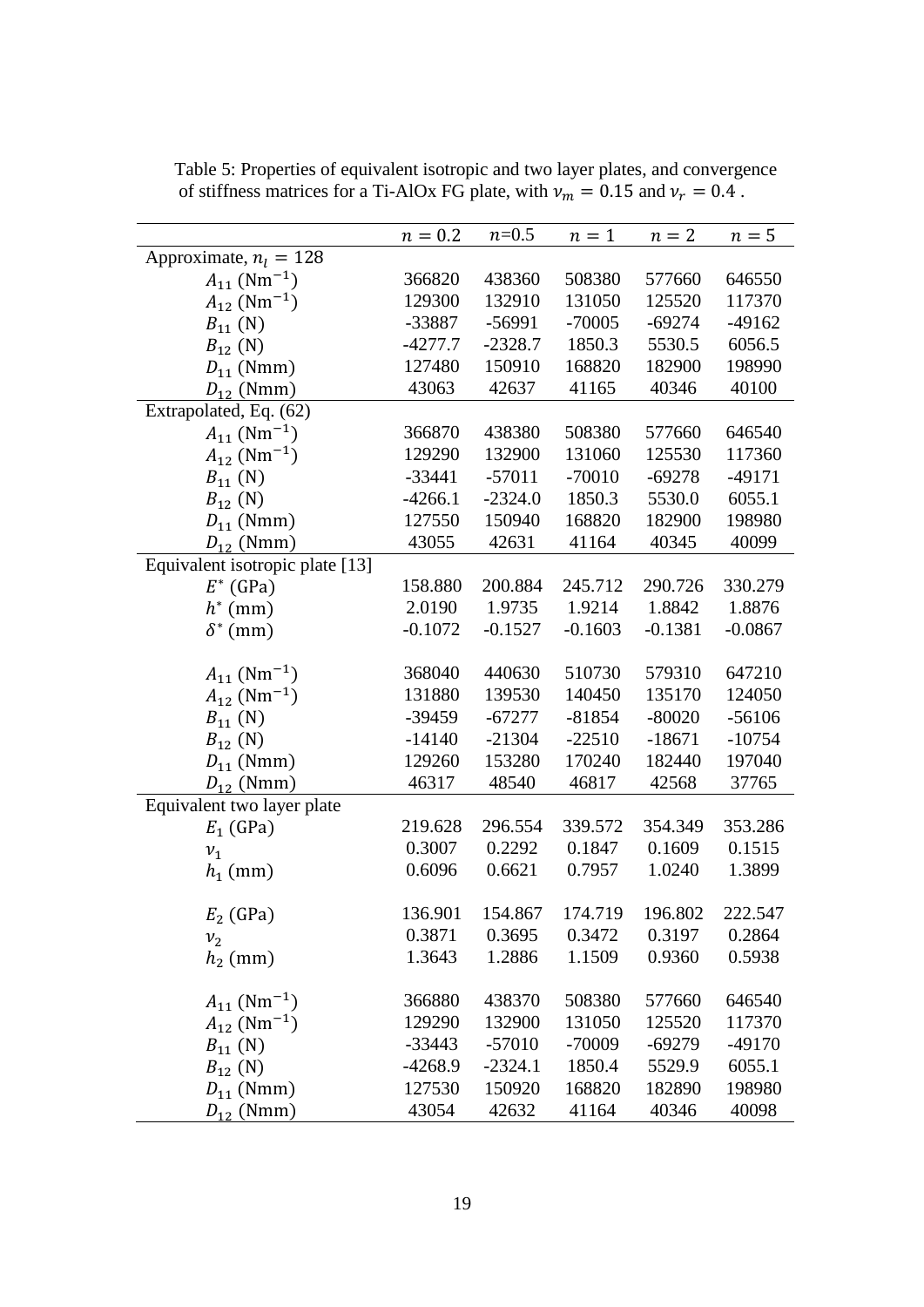Table 5: Properties of equivalent isotropic and two layer plates, and convergence of stiffness matrices for a Ti-AlOx FG plate, with $\nu_m = 0.15$ and $\nu_r = 0.4$ .

| | $n = 0.2$ | $n$=0.5 | $n = 1$ | $n = 2$ | $n = 5$ |
|---|---|---|---|---|---|
| Approximate, $n_l = 128$ | | | | | |
| $A_{11}$ ($\mathrm{Nm}^{-1}$) | 366820 | 438360 | 508380 | 577660 | 646550 |
| $A_{12}$ ($\mathrm{Nm}^{-1}$) | 129300 | 132910 | 131050 | 125520 | 117370 |
| $B_{11}$ (N) | -33887 | -56991 | -70005 | -69274 | -49162 |
| $B_{12}$ (N) | -4277.7 | -2328.7 | 1850.3 | 5530.5 | 6056.5 |
| $D_{11}$ (Nmm) | 127480 | 150910 | 168820 | 182900 | 198990 |
| $D_{12}$ (Nmm) | 43063 | 42637 | 41165 | 40346 | 40100 |
| Extrapolated, Eq. (62) | | | | | |
| $A_{11}$ ($\mathrm{Nm}^{-1}$) | 366870 | 438380 | 508380 | 577660 | 646540 |
| $A_{12}$ ($\mathrm{Nm}^{-1}$) | 129290 | 132900 | 131060 | 125530 | 117360 |
| $B_{11}$ (N) | -33441 | -57011 | -70010 | -69278 | -49171 |
| $B_{12}$ (N) | -4266.1 | -2324.0 | 1850.3 | 5530.0 | 6055.1 |
| $D_{11}$ (Nmm) | 127550 | 150940 | 168820 | 182900 | 198980 |
| $D_{12}$ (Nmm) | 43055 | 42631 | 41164 | 40345 | 40099 |
| Equivalent isotropic plate [13] | | | | | |
| $E^*$ (GPa) | 158.880 | 200.884 | 245.712 | 290.726 | 330.279 |
| $h^*$ (mm) | 2.0190 | 1.9735 | 1.9214 | 1.8842 | 1.8876 |
| $\delta^*$ (mm) | -0.1072 | -0.1527 | -0.1603 | -0.1381 | -0.0867 |
| $A_{11}$ ($\mathrm{Nm}^{-1}$) | 368040 | 440630 | 510730 | 579310 | 647210 |
| $A_{12}$ ($\mathrm{Nm}^{-1}$) | 131880 | 139530 | 140450 | 135170 | 124050 |
| $B_{11}$ (N) | -39459 | -67277 | -81854 | -80020 | -56106 |
| $B_{12}$ (N) | -14140 | -21304 | -22510 | -18671 | -10754 |
| $D_{11}$ (Nmm) | 129260 | 153280 | 170240 | 182440 | 197040 |
| $D_{12}$ (Nmm) | 46317 | 48540 | 46817 | 42568 | 37765 |
| Equivalent two layer plate | | | | | |
| $E_1$ (GPa) | 219.628 | 296.554 | 339.572 | 354.349 | 353.286 |
| $\nu_1$ | 0.3007 | 0.2292 | 0.1847 | 0.1609 | 0.1515 |
| $h_1$ (mm) | 0.6096 | 0.6621 | 0.7957 | 1.0240 | 1.3899 |
| $E_2$ (GPa) | 136.901 | 154.867 | 174.719 | 196.802 | 222.547 |
| $\nu_2$ | 0.3871 | 0.3695 | 0.3472 | 0.3197 | 0.2864 |
| $h_2$ (mm) | 1.3643 | 1.2886 | 1.1509 | 0.9360 | 0.5938 |
| $A_{11}$ ($\mathrm{Nm}^{-1}$) | 366880 | 438370 | 508380 | 577660 | 646540 |
| $A_{12}$ ($\mathrm{Nm}^{-1}$) | 129290 | 132900 | 131050 | 125520 | 117370 |
| $B_{11}$ (N) | -33443 | -57010 | -70009 | -69279 | -49170 |
| $B_{12}$ (N) | -4268.9 | -2324.1 | 1850.4 | 5529.9 | 6055.1 |
| $D_{11}$ (Nmm) | 127530 | 150920 | 168820 | 182890 | 198980 |
| $D_{12}$ (Nmm) | 43054 | 42632 | 41164 | 40346 | 40098 |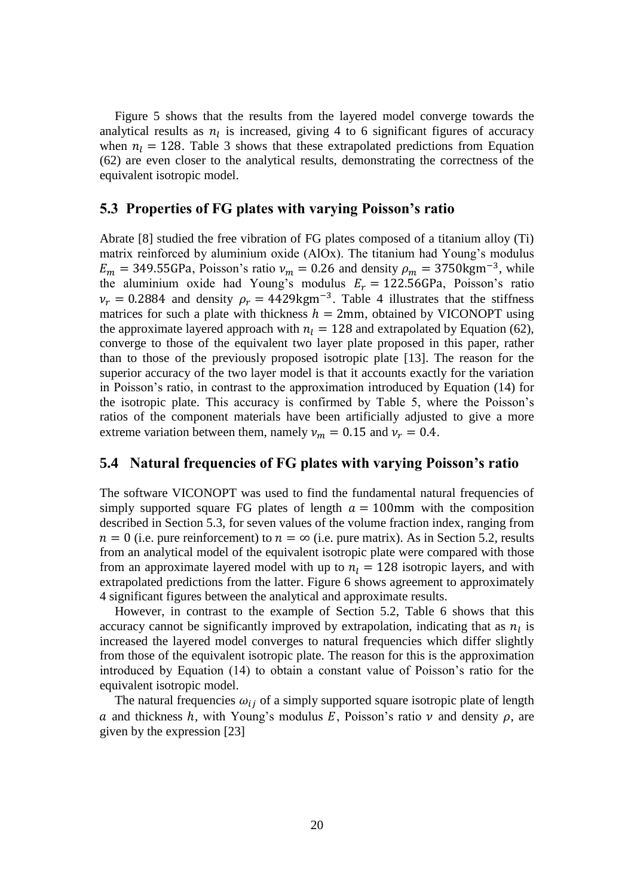Figure 5 shows that the results from the layered model converge towards the analytical results as $n_l$ is increased, giving 4 to 6 significant figures of accuracy when $n_l = 128$. Table 3 shows that these extrapolated predictions from Equation (62) are even closer to the analytical results, demonstrating the correctness of the equivalent isotropic model.

## 5.3 Properties of FG plates with varying Poisson's ratio

Abrate [8] studied the free vibration of FG plates composed of a titanium alloy (Ti) matrix reinforced by aluminium oxide (AlOx). The titanium had Young's modulus $E_m = 349.55\text{GPa}$, Poisson's ratio $\nu_m = 0.26$ and density $\rho_m = 3750\text{kgm}^{-3}$, while the aluminium oxide had Young's modulus $E_r = 122.56\text{GPa}$, Poisson's ratio $\nu_r = 0.2884$ and density $\rho_r = 4429\text{kgm}^{-3}$. Table 4 illustrates that the stiffness matrices for such a plate with thickness $h = 2\text{mm}$, obtained by VICONOPT using the approximate layered approach with $n_l = 128$ and extrapolated by Equation (62), converge to those of the equivalent two layer plate proposed in this paper, rather than to those of the previously proposed isotropic plate [13]. The reason for the superior accuracy of the two layer model is that it accounts exactly for the variation in Poisson's ratio, in contrast to the approximation introduced by Equation (14) for the isotropic plate. This accuracy is confirmed by Table 5, where the Poisson's ratios of the component materials have been artificially adjusted to give a more extreme variation between them, namely $\nu_m = 0.15$ and $\nu_r = 0.4$.

## 5.4 Natural frequencies of FG plates with varying Poisson's ratio

The software VICONOPT was used to find the fundamental natural frequencies of simply supported square FG plates of length $a = 100\text{mm}$ with the composition described in Section 5.3, for seven values of the volume fraction index, ranging from $n = 0$ (i.e. pure reinforcement) to $n = \infty$ (i.e. pure matrix). As in Section 5.2, results from an analytical model of the equivalent isotropic plate were compared with those from an approximate layered model with up to $n_l = 128$ isotropic layers, and with extrapolated predictions from the latter. Figure 6 shows agreement to approximately 4 significant figures between the analytical and approximate results.

However, in contrast to the example of Section 5.2, Table 6 shows that this accuracy cannot be significantly improved by extrapolation, indicating that as $n_l$ is increased the layered model converges to natural frequencies which differ slightly from those of the equivalent isotropic plate. The reason for this is the approximation introduced by Equation (14) to obtain a constant value of Poisson's ratio for the equivalent isotropic model.

The natural frequencies $\omega_{ij}$ of a simply supported square isotropic plate of length $a$ and thickness $h$, with Young's modulus $E$, Poisson's ratio $\nu$ and density $\rho$, are given by the expression [23]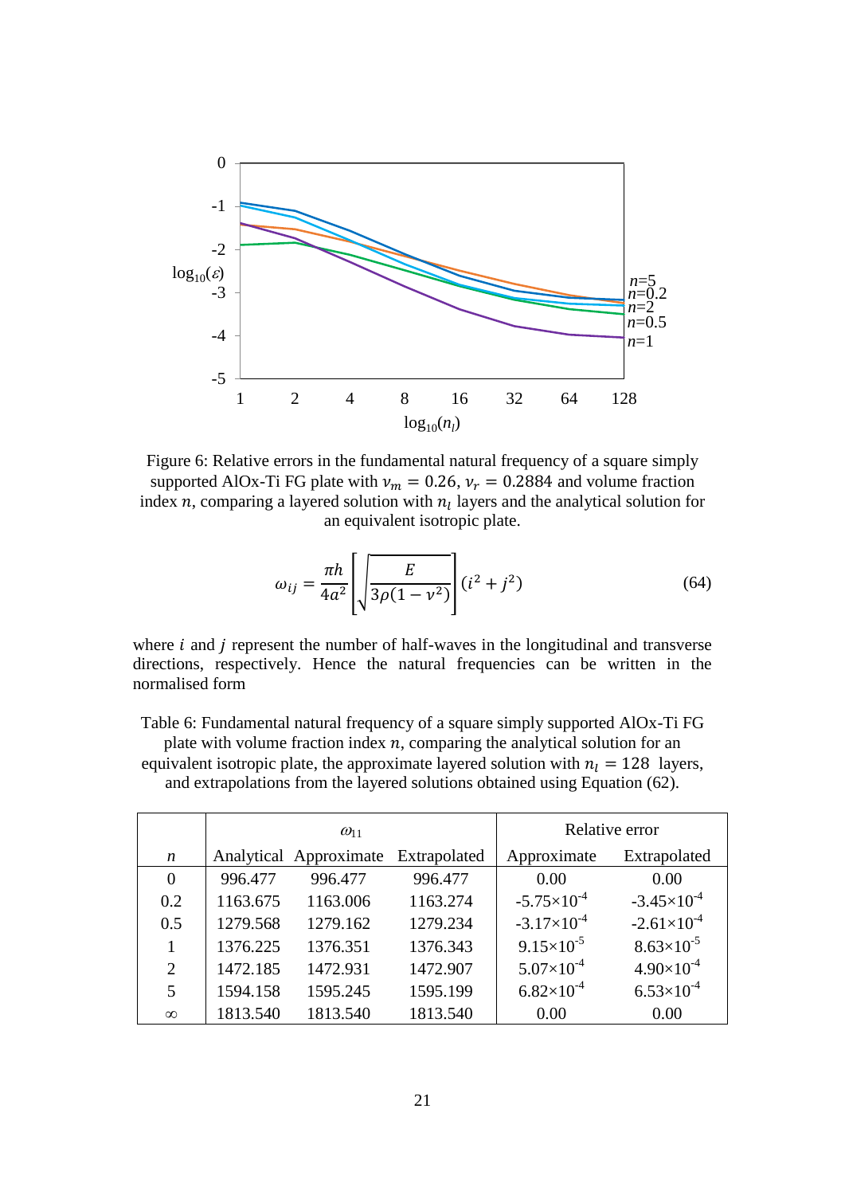0
-1
-2
-3
-4
-5
$\log_{10}(\varepsilon)$
1
2
4
8
16
32
64
128
$\log_{10}(n_l)$
$n$=5
$n$=0.2
$n$=2
$n$=0.5
$n$=1

Figure 6: Relative errors in the fundamental natural frequency of a square simply supported AlOx-Ti FG plate with $\nu_m = 0.26$, $\nu_r = 0.2884$ and volume fraction index $n$, comparing a layered solution with $n_l$ layers and the analytical solution for an equivalent isotropic plate.

$$\omega_{ij} = \frac{\pi h}{4a^2}\left[\sqrt{\frac{E}{3\rho(1-\nu^2)}}\right](i^2 + j^2) \tag{64}$$

where $i$ and $j$ represent the number of half-waves in the longitudinal and transverse directions, respectively. Hence the natural frequencies can be written in the normalised form

Table 6: Fundamental natural frequency of a square simply supported AlOx-Ti FG plate with volume fraction index $n$, comparing the analytical solution for an equivalent isotropic plate, the approximate layered solution with $n_l = 128$ layers, and extrapolations from the layered solutions obtained using Equation (62).

| | $\omega_{11}$ | | | Relative error | |
|---|---|---|---|---|---|
| $n$ | Analytical | Approximate | Extrapolated | Approximate | Extrapolated |
| 0 | 996.477 | 996.477 | 996.477 | 0.00 | 0.00 |
| 0.2 | 1163.675 | 1163.006 | 1163.274 | $-5.75\times10^{-4}$ | $-3.45\times10^{-4}$ |
| 0.5 | 1279.568 | 1279.162 | 1279.234 | $-3.17\times10^{-4}$ | $-2.61\times10^{-4}$ |
| 1 | 1376.225 | 1376.351 | 1376.343 | $9.15\times10^{-5}$ | $8.63\times10^{-5}$ |
| 2 | 1472.185 | 1472.931 | 1472.907 | $5.07\times10^{-4}$ | $4.90\times10^{-4}$ |
| 5 | 1594.158 | 1595.245 | 1595.199 | $6.82\times10^{-4}$ | $6.53\times10^{-4}$ |
| $\infty$ | 1813.540 | 1813.540 | 1813.540 | 0.00 | 0.00 |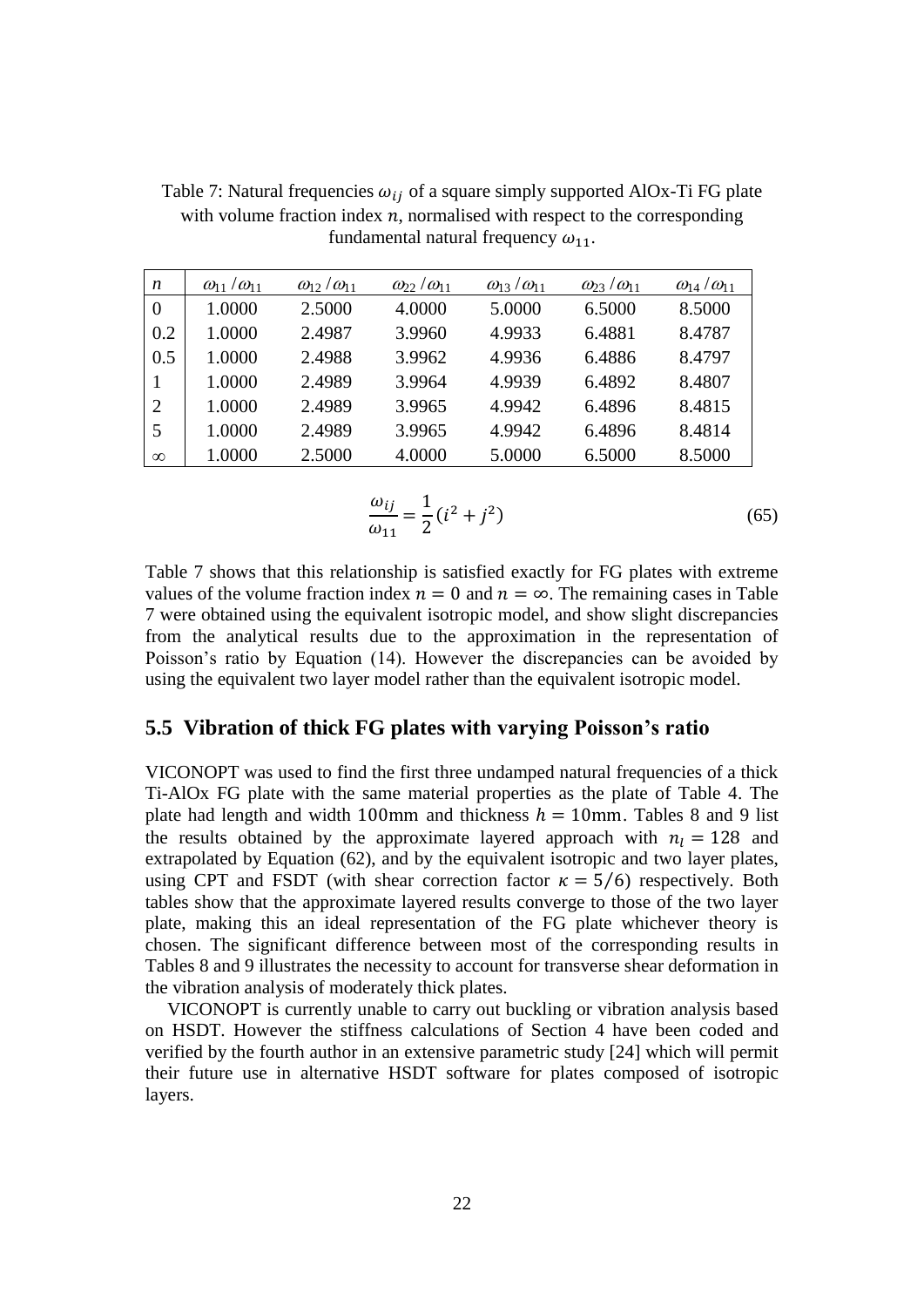Table 7: Natural frequencies $\omega_{ij}$ of a square simply supported AlOx-Ti FG plate with volume fraction index $n$, normalised with respect to the corresponding fundamental natural frequency $\omega_{11}$.

| $n$ | $\omega_{11}/\omega_{11}$ | $\omega_{12}/\omega_{11}$ | $\omega_{22}/\omega_{11}$ | $\omega_{13}/\omega_{11}$ | $\omega_{23}/\omega_{11}$ | $\omega_{14}/\omega_{11}$ |
|---|---|---|---|---|---|---|
| 0 | 1.0000 | 2.5000 | 4.0000 | 5.0000 | 6.5000 | 8.5000 |
| 0.2 | 1.0000 | 2.4987 | 3.9960 | 4.9933 | 6.4881 | 8.4787 |
| 0.5 | 1.0000 | 2.4988 | 3.9962 | 4.9936 | 6.4886 | 8.4797 |
| 1 | 1.0000 | 2.4989 | 3.9964 | 4.9939 | 6.4892 | 8.4807 |
| 2 | 1.0000 | 2.4989 | 3.9965 | 4.9942 | 6.4896 | 8.4815 |
| 5 | 1.0000 | 2.4989 | 3.9965 | 4.9942 | 6.4896 | 8.4814 |
| $\infty$ | 1.0000 | 2.5000 | 4.0000 | 5.0000 | 6.5000 | 8.5000 |

$$\frac{\omega_{ij}}{\omega_{11}} = \frac{1}{2}(i^2 + j^2) \tag{65}$$

Table 7 shows that this relationship is satisfied exactly for FG plates with extreme values of the volume fraction index $n = 0$ and $n = \infty$. The remaining cases in Table 7 were obtained using the equivalent isotropic model, and show slight discrepancies from the analytical results due to the approximation in the representation of Poisson's ratio by Equation (14). However the discrepancies can be avoided by using the equivalent two layer model rather than the equivalent isotropic model.

## 5.5 Vibration of thick FG plates with varying Poisson's ratio

VICONOPT was used to find the first three undamped natural frequencies of a thick Ti-AlOx FG plate with the same material properties as the plate of Table 4. The plate had length and width 100mm and thickness $h = 10$mm. Tables 8 and 9 list the results obtained by the approximate layered approach with $n_l = 128$ and extrapolated by Equation (62), and by the equivalent isotropic and two layer plates, using CPT and FSDT (with shear correction factor $\kappa = 5/6$) respectively. Both tables show that the approximate layered results converge to those of the two layer plate, making this an ideal representation of the FG plate whichever theory is chosen. The significant difference between most of the corresponding results in Tables 8 and 9 illustrates the necessity to account for transverse shear deformation in the vibration analysis of moderately thick plates.

VICONOPT is currently unable to carry out buckling or vibration analysis based on HSDT. However the stiffness calculations of Section 4 have been coded and verified by the fourth author in an extensive parametric study [24] which will permit their future use in alternative HSDT software for plates composed of isotropic layers.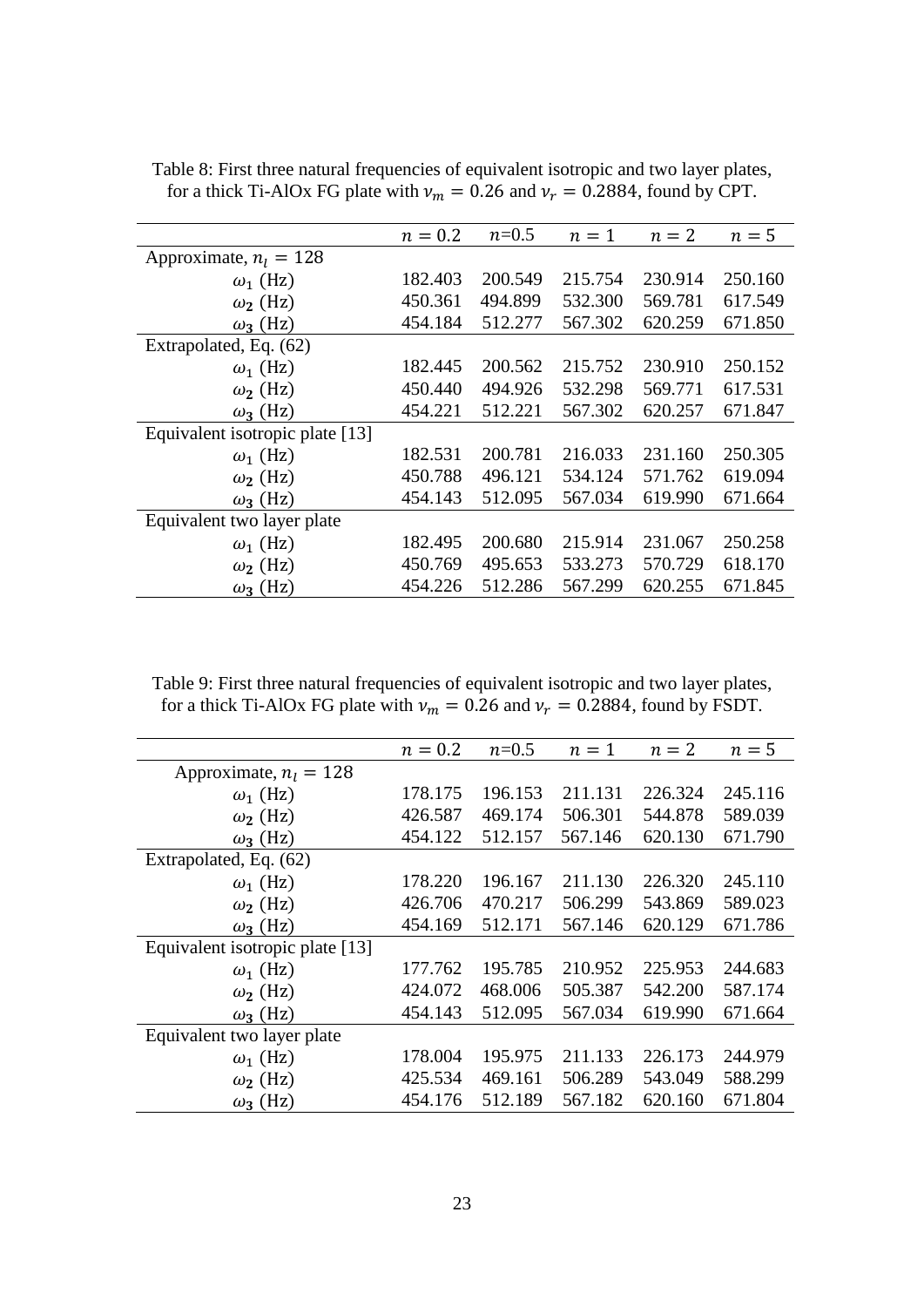Table 8: First three natural frequencies of equivalent isotropic and two layer plates, for a thick Ti-AlOx FG plate with $\nu_m = 0.26$ and $\nu_r = 0.2884$, found by CPT.

| | $n = 0.2$ | $n$=0.5 | $n = 1$ | $n = 2$ | $n = 5$ |
|---|---|---|---|---|---|
| Approximate, $n_l = 128$ | | | | | |
| $\omega_1$ (Hz) | 182.403 | 200.549 | 215.754 | 230.914 | 250.160 |
| $\omega_2$ (Hz) | 450.361 | 494.899 | 532.300 | 569.781 | 617.549 |
| $\omega_3$ (Hz) | 454.184 | 512.277 | 567.302 | 620.259 | 671.850 |
| Extrapolated, Eq. (62) | | | | | |
| $\omega_1$ (Hz) | 182.445 | 200.562 | 215.752 | 230.910 | 250.152 |
| $\omega_2$ (Hz) | 450.440 | 494.926 | 532.298 | 569.771 | 617.531 |
| $\omega_3$ (Hz) | 454.221 | 512.221 | 567.302 | 620.257 | 671.847 |
| Equivalent isotropic plate [13] | | | | | |
| $\omega_1$ (Hz) | 182.531 | 200.781 | 216.033 | 231.160 | 250.305 |
| $\omega_2$ (Hz) | 450.788 | 496.121 | 534.124 | 571.762 | 619.094 |
| $\omega_3$ (Hz) | 454.143 | 512.095 | 567.034 | 619.990 | 671.664 |
| Equivalent two layer plate | | | | | |
| $\omega_1$ (Hz) | 182.495 | 200.680 | 215.914 | 231.067 | 250.258 |
| $\omega_2$ (Hz) | 450.769 | 495.653 | 533.273 | 570.729 | 618.170 |
| $\omega_3$ (Hz) | 454.226 | 512.286 | 567.299 | 620.255 | 671.845 |

Table 9: First three natural frequencies of equivalent isotropic and two layer plates, for a thick Ti-AlOx FG plate with $\nu_m = 0.26$ and $\nu_r = 0.2884$, found by FSDT.

| | $n = 0.2$ | $n$=0.5 | $n = 1$ | $n = 2$ | $n = 5$ |
|---|---|---|---|---|---|
| Approximate, $n_l = 128$ | | | | | |
| $\omega_1$ (Hz) | 178.175 | 196.153 | 211.131 | 226.324 | 245.116 |
| $\omega_2$ (Hz) | 426.587 | 469.174 | 506.301 | 544.878 | 589.039 |
| $\omega_3$ (Hz) | 454.122 | 512.157 | 567.146 | 620.130 | 671.790 |
| Extrapolated, Eq. (62) | | | | | |
| $\omega_1$ (Hz) | 178.220 | 196.167 | 211.130 | 226.320 | 245.110 |
| $\omega_2$ (Hz) | 426.706 | 470.217 | 506.299 | 543.869 | 589.023 |
| $\omega_3$ (Hz) | 454.169 | 512.171 | 567.146 | 620.129 | 671.786 |
| Equivalent isotropic plate [13] | | | | | |
| $\omega_1$ (Hz) | 177.762 | 195.785 | 210.952 | 225.953 | 244.683 |
| $\omega_2$ (Hz) | 424.072 | 468.006 | 505.387 | 542.200 | 587.174 |
| $\omega_3$ (Hz) | 454.143 | 512.095 | 567.034 | 619.990 | 671.664 |
| Equivalent two layer plate | | | | | |
| $\omega_1$ (Hz) | 178.004 | 195.975 | 211.133 | 226.173 | 244.979 |
| $\omega_2$ (Hz) | 425.534 | 469.161 | 506.289 | 543.049 | 588.299 |
| $\omega_3$ (Hz) | 454.176 | 512.189 | 567.182 | 620.160 | 671.804 |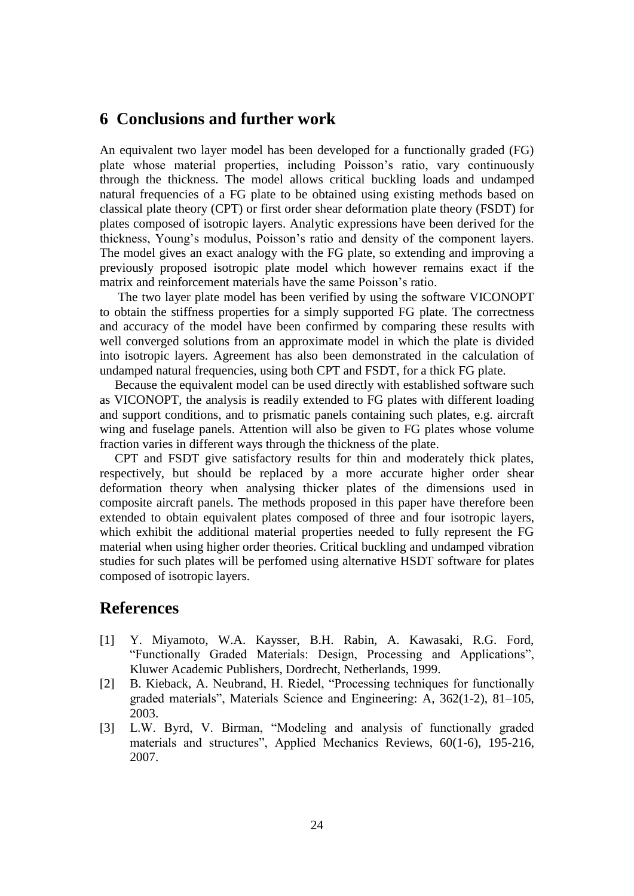## 6 Conclusions and further work

An equivalent two layer model has been developed for a functionally graded (FG) plate whose material properties, including Poisson's ratio, vary continuously through the thickness. The model allows critical buckling loads and undamped natural frequencies of a FG plate to be obtained using existing methods based on classical plate theory (CPT) or first order shear deformation plate theory (FSDT) for plates composed of isotropic layers. Analytic expressions have been derived for the thickness, Young's modulus, Poisson's ratio and density of the component layers. The model gives an exact analogy with the FG plate, so extending and improving a previously proposed isotropic plate model which however remains exact if the matrix and reinforcement materials have the same Poisson's ratio.

The two layer plate model has been verified by using the software VICONOPT to obtain the stiffness properties for a simply supported FG plate. The correctness and accuracy of the model have been confirmed by comparing these results with well converged solutions from an approximate model in which the plate is divided into isotropic layers. Agreement has also been demonstrated in the calculation of undamped natural frequencies, using both CPT and FSDT, for a thick FG plate.

Because the equivalent model can be used directly with established software such as VICONOPT, the analysis is readily extended to FG plates with different loading and support conditions, and to prismatic panels containing such plates, e.g. aircraft wing and fuselage panels. Attention will also be given to FG plates whose volume fraction varies in different ways through the thickness of the plate.

CPT and FSDT give satisfactory results for thin and moderately thick plates, respectively, but should be replaced by a more accurate higher order shear deformation theory when analysing thicker plates of the dimensions used in composite aircraft panels. The methods proposed in this paper have therefore been extended to obtain equivalent plates composed of three and four isotropic layers, which exhibit the additional material properties needed to fully represent the FG material when using higher order theories. Critical buckling and undamped vibration studies for such plates will be perfomed using alternative HSDT software for plates composed of isotropic layers.

## References

[1] Y. Miyamoto, W.A. Kaysser, B.H. Rabin, A. Kawasaki, R.G. Ford, "Functionally Graded Materials: Design, Processing and Applications", Kluwer Academic Publishers, Dordrecht, Netherlands, 1999.

[2] B. Kieback, A. Neubrand, H. Riedel, "Processing techniques for functionally graded materials", Materials Science and Engineering: A, 362(1-2), 81–105, 2003.

[3] L.W. Byrd, V. Birman, "Modeling and analysis of functionally graded materials and structures", Applied Mechanics Reviews, 60(1-6), 195-216, 2007.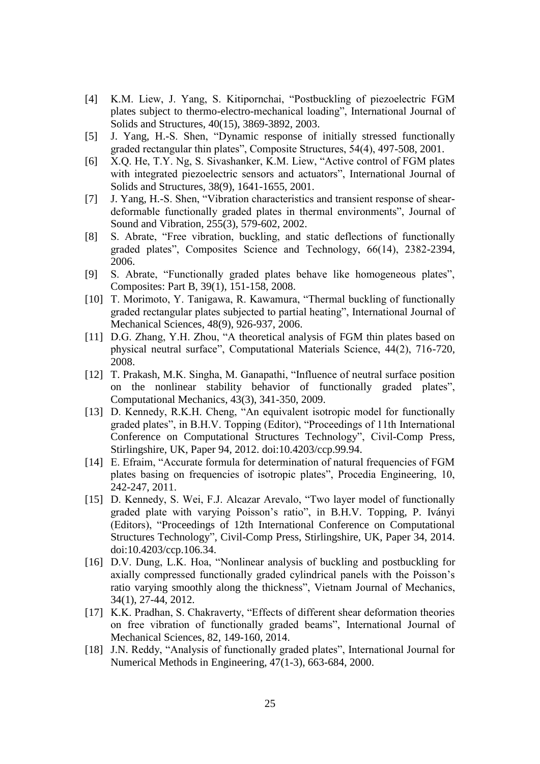[4] K.M. Liew, J. Yang, S. Kitipornchai, "Postbuckling of piezoelectric FGM plates subject to thermo-electro-mechanical loading", International Journal of Solids and Structures, 40(15), 3869-3892, 2003.

[5] J. Yang, H.-S. Shen, "Dynamic response of initially stressed functionally graded rectangular thin plates", Composite Structures, 54(4), 497-508, 2001.

[6] X.Q. He, T.Y. Ng, S. Sivashanker, K.M. Liew, "Active control of FGM plates with integrated piezoelectric sensors and actuators", International Journal of Solids and Structures, 38(9), 1641-1655, 2001.

[7] J. Yang, H.-S. Shen, "Vibration characteristics and transient response of shear-deformable functionally graded plates in thermal environments", Journal of Sound and Vibration, 255(3), 579-602, 2002.

[8] S. Abrate, "Free vibration, buckling, and static deflections of functionally graded plates", Composites Science and Technology, 66(14), 2382-2394, 2006.

[9] S. Abrate, "Functionally graded plates behave like homogeneous plates", Composites: Part B, 39(1), 151-158, 2008.

[10] T. Morimoto, Y. Tanigawa, R. Kawamura, "Thermal buckling of functionally graded rectangular plates subjected to partial heating", International Journal of Mechanical Sciences, 48(9), 926-937, 2006.

[11] D.G. Zhang, Y.H. Zhou, "A theoretical analysis of FGM thin plates based on physical neutral surface", Computational Materials Science, 44(2), 716-720, 2008.

[12] T. Prakash, M.K. Singha, M. Ganapathi, "Influence of neutral surface position on the nonlinear stability behavior of functionally graded plates", Computational Mechanics, 43(3), 341-350, 2009.

[13] D. Kennedy, R.K.H. Cheng, "An equivalent isotropic model for functionally graded plates", in B.H.V. Topping (Editor), "Proceedings of 11th International Conference on Computational Structures Technology", Civil-Comp Press, Stirlingshire, UK, Paper 94, 2012. doi:10.4203/ccp.99.94.

[14] E. Efraim, "Accurate formula for determination of natural frequencies of FGM plates basing on frequencies of isotropic plates", Procedia Engineering, 10, 242-247, 2011.

[15] D. Kennedy, S. Wei, F.J. Alcazar Arevalo, "Two layer model of functionally graded plate with varying Poisson's ratio", in B.H.V. Topping, P. Iványi (Editors), "Proceedings of 12th International Conference on Computational Structures Technology", Civil-Comp Press, Stirlingshire, UK, Paper 34, 2014. doi:10.4203/ccp.106.34.

[16] D.V. Dung, L.K. Hoa, "Nonlinear analysis of buckling and postbuckling for axially compressed functionally graded cylindrical panels with the Poisson's ratio varying smoothly along the thickness", Vietnam Journal of Mechanics, 34(1), 27-44, 2012.

[17] K.K. Pradhan, S. Chakraverty, "Effects of different shear deformation theories on free vibration of functionally graded beams", International Journal of Mechanical Sciences, 82, 149-160, 2014.

[18] J.N. Reddy, "Analysis of functionally graded plates", International Journal for Numerical Methods in Engineering, 47(1-3), 663-684, 2000.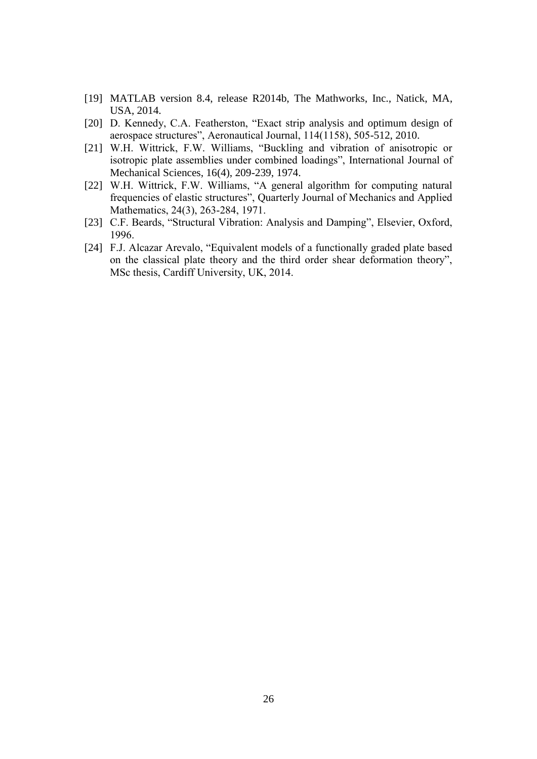[19] MATLAB version 8.4, release R2014b, The Mathworks, Inc., Natick, MA, USA, 2014.

[20] D. Kennedy, C.A. Featherston, "Exact strip analysis and optimum design of aerospace structures", Aeronautical Journal, 114(1158), 505-512, 2010.

[21] W.H. Wittrick, F.W. Williams, "Buckling and vibration of anisotropic or isotropic plate assemblies under combined loadings", International Journal of Mechanical Sciences, 16(4), 209-239, 1974.

[22] W.H. Wittrick, F.W. Williams, "A general algorithm for computing natural frequencies of elastic structures", Quarterly Journal of Mechanics and Applied Mathematics, 24(3), 263-284, 1971.

[23] C.F. Beards, "Structural Vibration: Analysis and Damping", Elsevier, Oxford, 1996.

[24] F.J. Alcazar Arevalo, "Equivalent models of a functionally graded plate based on the classical plate theory and the third order shear deformation theory", MSc thesis, Cardiff University, UK, 2014.